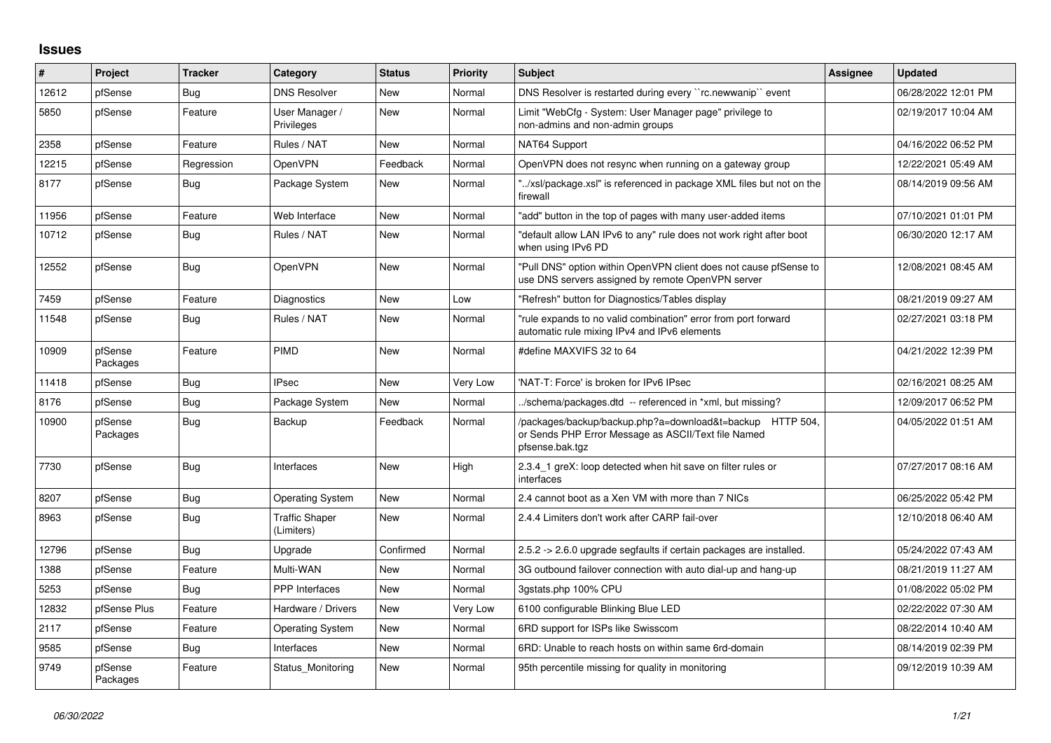## Issues

| # | Project | Tracker | Category | Status | Priority | Subject | Assignee | Updated |
|---|---|---|---|---|---|---|---|---|
| 12612 | pfSense | Bug | DNS Resolver | New | Normal | DNS Resolver is restarted during every ``rc.newwanip`` event | | 06/28/2022 12:01 PM |
| 5850 | pfSense | Feature | User Manager / Privileges | New | Normal | Limit "WebCfg - System: User Manager page" privilege to non-admins and non-admin groups | | 02/19/2017 10:04 AM |
| 2358 | pfSense | Feature | Rules / NAT | New | Normal | NAT64 Support | | 04/16/2022 06:52 PM |
| 12215 | pfSense | Regression | OpenVPN | Feedback | Normal | OpenVPN does not resync when running on a gateway group | | 12/22/2021 05:49 AM |
| 8177 | pfSense | Bug | Package System | New | Normal | "../xsl/package.xsl" is referenced in package XML files but not on the firewall | | 08/14/2019 09:56 AM |
| 11956 | pfSense | Feature | Web Interface | New | Normal | "add" button in the top of pages with many user-added items | | 07/10/2021 01:01 PM |
| 10712 | pfSense | Bug | Rules / NAT | New | Normal | "default allow LAN IPv6 to any" rule does not work right after boot when using IPv6 PD | | 06/30/2020 12:17 AM |
| 12552 | pfSense | Bug | OpenVPN | New | Normal | "Pull DNS" option within OpenVPN client does not cause pfSense to use DNS servers assigned by remote OpenVPN server | | 12/08/2021 08:45 AM |
| 7459 | pfSense | Feature | Diagnostics | New | Low | "Refresh" button for Diagnostics/Tables display | | 08/21/2019 09:27 AM |
| 11548 | pfSense | Bug | Rules / NAT | New | Normal | "rule expands to no valid combination" error from port forward automatic rule mixing IPv4 and IPv6 elements | | 02/27/2021 03:18 PM |
| 10909 | pfSense Packages | Feature | PIMD | New | Normal | #define MAXVIFS 32 to 64 | | 04/21/2022 12:39 PM |
| 11418 | pfSense | Bug | IPsec | New | Very Low | 'NAT-T: Force' is broken for IPv6 IPsec | | 02/16/2021 08:25 AM |
| 8176 | pfSense | Bug | Package System | New | Normal | ../schema/packages.dtd -- referenced in *xml, but missing? | | 12/09/2017 06:52 PM |
| 10900 | pfSense Packages | Bug | Backup | Feedback | Normal | /packages/backup/backup.php?a=download&t=backup HTTP 504, or Sends PHP Error Message as ASCII/Text file Named pfsense.bak.tgz | | 04/05/2022 01:51 AM |
| 7730 | pfSense | Bug | Interfaces | New | High | 2.3.4_1 greX: loop detected when hit save on filter rules or interfaces | | 07/27/2017 08:16 AM |
| 8207 | pfSense | Bug | Operating System | New | Normal | 2.4 cannot boot as a Xen VM with more than 7 NICs | | 06/25/2022 05:42 PM |
| 8963 | pfSense | Bug | Traffic Shaper (Limiters) | New | Normal | 2.4.4 Limiters don't work after CARP fail-over | | 12/10/2018 06:40 AM |
| 12796 | pfSense | Bug | Upgrade | Confirmed | Normal | 2.5.2 -> 2.6.0 upgrade segfaults if certain packages are installed. | | 05/24/2022 07:43 AM |
| 1388 | pfSense | Feature | Multi-WAN | New | Normal | 3G outbound failover connection with auto dial-up and hang-up | | 08/21/2019 11:27 AM |
| 5253 | pfSense | Bug | PPP Interfaces | New | Normal | 3gstats.php 100% CPU | | 01/08/2022 05:02 PM |
| 12832 | pfSense Plus | Feature | Hardware / Drivers | New | Very Low | 6100 configurable Blinking Blue LED | | 02/22/2022 07:30 AM |
| 2117 | pfSense | Feature | Operating System | New | Normal | 6RD support for ISPs like Swisscom | | 08/22/2014 10:40 AM |
| 9585 | pfSense | Bug | Interfaces | New | Normal | 6RD: Unable to reach hosts on within same 6rd-domain | | 08/14/2019 02:39 PM |
| 9749 | pfSense Packages | Feature | Status_Monitoring | New | Normal | 95th percentile missing for quality in monitoring | | 09/12/2019 10:39 AM |

*06/30/2022*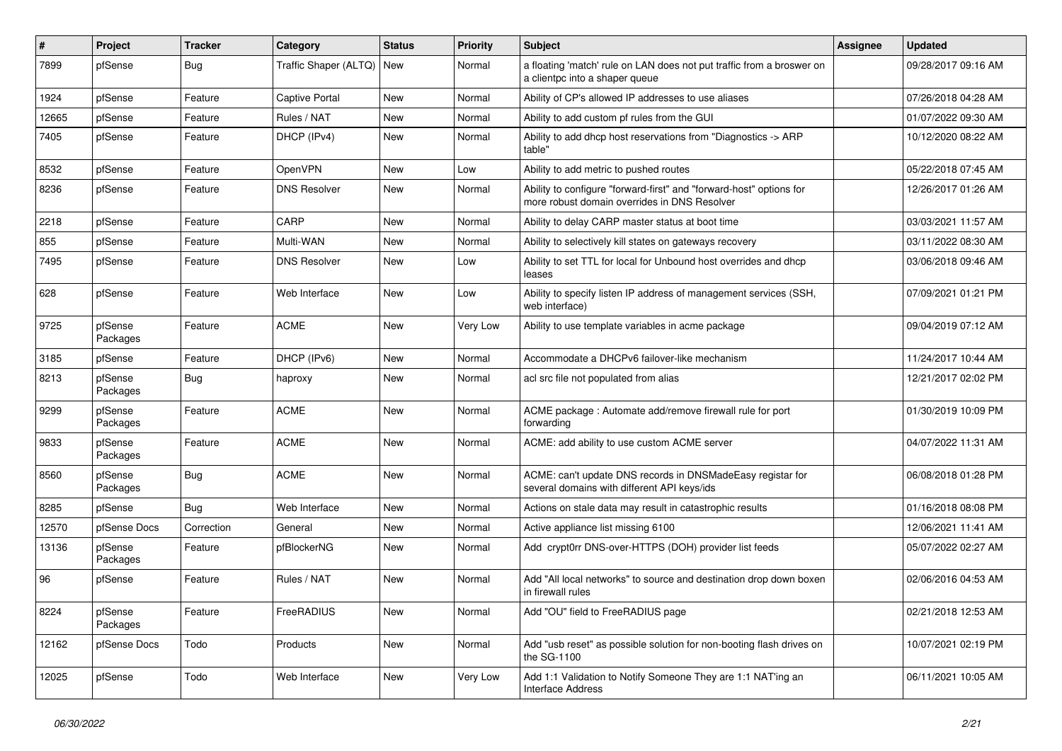| # | Project | Tracker | Category | Status | Priority | Subject | Assignee | Updated |
|---|---|---|---|---|---|---|---|---|
| 7899 | pfSense | Bug | Traffic Shaper (ALTQ) | New | Normal | a floating 'match' rule on LAN does not put traffic from a broswer on a clientpc into a shaper queue | | 09/28/2017 09:16 AM |
| 1924 | pfSense | Feature | Captive Portal | New | Normal | Ability of CP's allowed IP addresses to use aliases | | 07/26/2018 04:28 AM |
| 12665 | pfSense | Feature | Rules / NAT | New | Normal | Ability to add custom pf rules from the GUI | | 01/07/2022 09:30 AM |
| 7405 | pfSense | Feature | DHCP (IPv4) | New | Normal | Ability to add dhcp host reservations from "Diagnostics -> ARP table" | | 10/12/2020 08:22 AM |
| 8532 | pfSense | Feature | OpenVPN | New | Low | Ability to add metric to pushed routes | | 05/22/2018 07:45 AM |
| 8236 | pfSense | Feature | DNS Resolver | New | Normal | Ability to configure "forward-first" and "forward-host" options for more robust domain overrides in DNS Resolver | | 12/26/2017 01:26 AM |
| 2218 | pfSense | Feature | CARP | New | Normal | Ability to delay CARP master status at boot time | | 03/03/2021 11:57 AM |
| 855 | pfSense | Feature | Multi-WAN | New | Normal | Ability to selectively kill states on gateways recovery | | 03/11/2022 08:30 AM |
| 7495 | pfSense | Feature | DNS Resolver | New | Low | Ability to set TTL for local for Unbound host overrides and dhcp leases | | 03/06/2018 09:46 AM |
| 628 | pfSense | Feature | Web Interface | New | Low | Ability to specify listen IP address of management services (SSH, web interface) | | 07/09/2021 01:21 PM |
| 9725 | pfSense Packages | Feature | ACME | New | Very Low | Ability to use template variables in acme package | | 09/04/2019 07:12 AM |
| 3185 | pfSense | Feature | DHCP (IPv6) | New | Normal | Accommodate a DHCPv6 failover-like mechanism | | 11/24/2017 10:44 AM |
| 8213 | pfSense Packages | Bug | haproxy | New | Normal | acl src file not populated from alias | | 12/21/2017 02:02 PM |
| 9299 | pfSense Packages | Feature | ACME | New | Normal | ACME package : Automate add/remove firewall rule for port forwarding | | 01/30/2019 10:09 PM |
| 9833 | pfSense Packages | Feature | ACME | New | Normal | ACME: add ability to use custom ACME server | | 04/07/2022 11:31 AM |
| 8560 | pfSense Packages | Bug | ACME | New | Normal | ACME: can't update DNS records in DNSMadeEasy registar for several domains with different API keys/ids | | 06/08/2018 01:28 PM |
| 8285 | pfSense | Bug | Web Interface | New | Normal | Actions on stale data may result in catastrophic results | | 01/16/2018 08:08 PM |
| 12570 | pfSense Docs | Correction | General | New | Normal | Active appliance list missing 6100 | | 12/06/2021 11:41 AM |
| 13136 | pfSense Packages | Feature | pfBlockerNG | New | Normal | Add crypt0rr DNS-over-HTTPS (DOH) provider list feeds | | 05/07/2022 02:27 AM |
| 96 | pfSense | Feature | Rules / NAT | New | Normal | Add "All local networks" to source and destination drop down boxen in firewall rules | | 02/06/2016 04:53 AM |
| 8224 | pfSense Packages | Feature | FreeRADIUS | New | Normal | Add "OU" field to FreeRADIUS page | | 02/21/2018 12:53 AM |
| 12162 | pfSense Docs | Todo | Products | New | Normal | Add "usb reset" as possible solution for non-booting flash drives on the SG-1100 | | 10/07/2021 02:19 PM |
| 12025 | pfSense | Todo | Web Interface | New | Very Low | Add 1:1 Validation to Notify Someone They are 1:1 NAT'ing an Interface Address | | 06/11/2021 10:05 AM |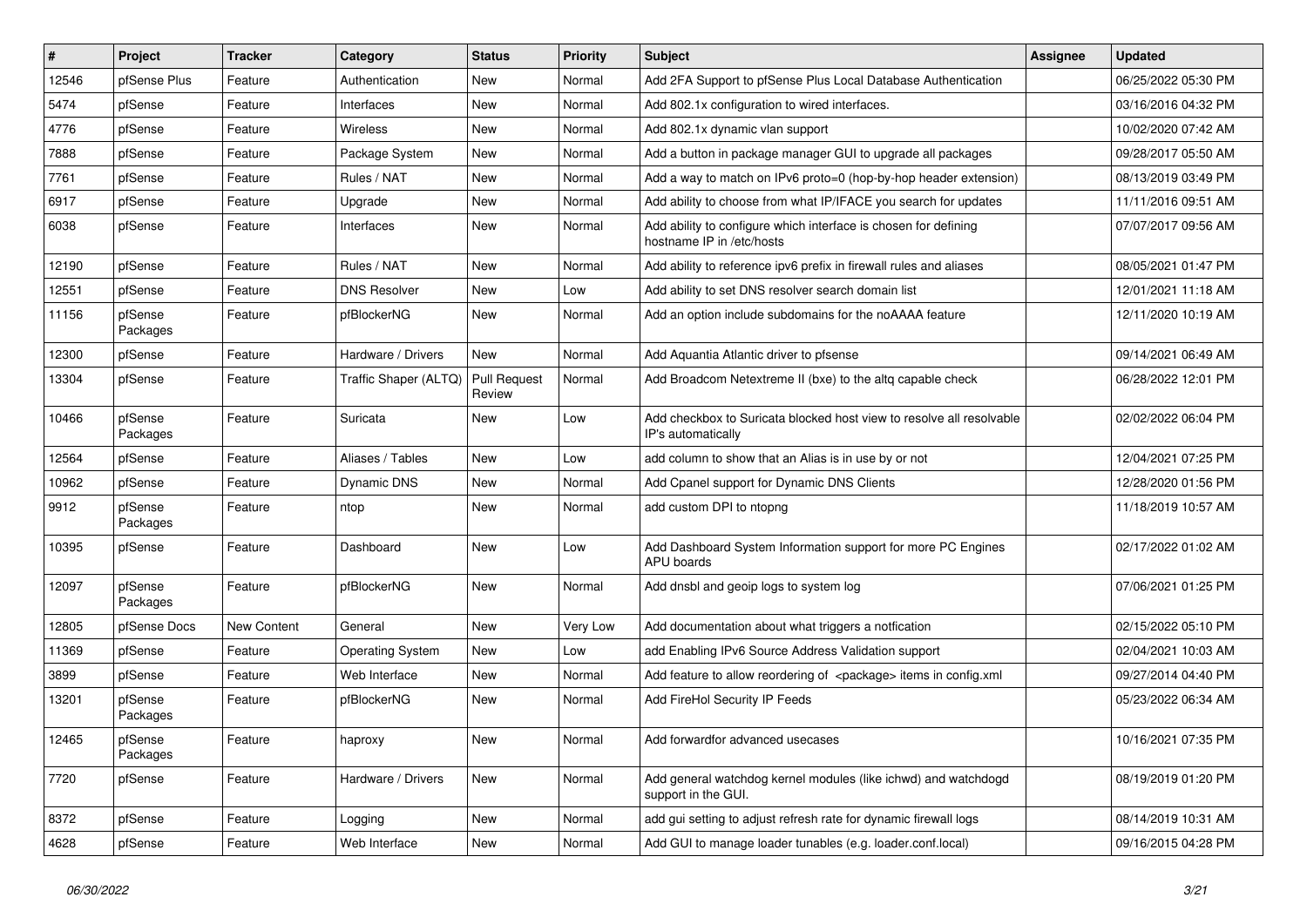| # | Project | Tracker | Category | Status | Priority | Subject | Assignee | Updated |
|---|---|---|---|---|---|---|---|---|
| 12546 | pfSense Plus | Feature | Authentication | New | Normal | Add 2FA Support to pfSense Plus Local Database Authentication | | 06/25/2022 05:30 PM |
| 5474 | pfSense | Feature | Interfaces | New | Normal | Add 802.1x configuration to wired interfaces. | | 03/16/2016 04:32 PM |
| 4776 | pfSense | Feature | Wireless | New | Normal | Add 802.1x dynamic vlan support | | 10/02/2020 07:42 AM |
| 7888 | pfSense | Feature | Package System | New | Normal | Add a button in package manager GUI to upgrade all packages | | 09/28/2017 05:50 AM |
| 7761 | pfSense | Feature | Rules / NAT | New | Normal | Add a way to match on IPv6 proto=0 (hop-by-hop header extension) | | 08/13/2019 03:49 PM |
| 6917 | pfSense | Feature | Upgrade | New | Normal | Add ability to choose from what IP/IFACE you search for updates | | 11/11/2016 09:51 AM |
| 6038 | pfSense | Feature | Interfaces | New | Normal | Add ability to configure which interface is chosen for defining hostname IP in /etc/hosts | | 07/07/2017 09:56 AM |
| 12190 | pfSense | Feature | Rules / NAT | New | Normal | Add ability to reference ipv6 prefix in firewall rules and aliases | | 08/05/2021 01:47 PM |
| 12551 | pfSense | Feature | DNS Resolver | New | Low | Add ability to set DNS resolver search domain list | | 12/01/2021 11:18 AM |
| 11156 | pfSense Packages | Feature | pfBlockerNG | New | Normal | Add an option include subdomains for the noAAAA feature | | 12/11/2020 10:19 AM |
| 12300 | pfSense | Feature | Hardware / Drivers | New | Normal | Add Aquantia Atlantic driver to pfsense | | 09/14/2021 06:49 AM |
| 13304 | pfSense | Feature | Traffic Shaper (ALTQ) | Pull Request Review | Normal | Add Broadcom Netextreme II (bxe) to the altq capable check | | 06/28/2022 12:01 PM |
| 10466 | pfSense Packages | Feature | Suricata | New | Low | Add checkbox to Suricata blocked host view to resolve all resolvable IP's automatically | | 02/02/2022 06:04 PM |
| 12564 | pfSense | Feature | Aliases / Tables | New | Low | add column to show that an Alias is in use by or not | | 12/04/2021 07:25 PM |
| 10962 | pfSense | Feature | Dynamic DNS | New | Normal | Add Cpanel support for Dynamic DNS Clients | | 12/28/2020 01:56 PM |
| 9912 | pfSense Packages | Feature | ntop | New | Normal | add custom DPI to ntopng | | 11/18/2019 10:57 AM |
| 10395 | pfSense | Feature | Dashboard | New | Low | Add Dashboard System Information support for more PC Engines APU boards | | 02/17/2022 01:02 AM |
| 12097 | pfSense Packages | Feature | pfBlockerNG | New | Normal | Add dnsbl and geoip logs to system log | | 07/06/2021 01:25 PM |
| 12805 | pfSense Docs | New Content | General | New | Very Low | Add documentation about what triggers a notfication | | 02/15/2022 05:10 PM |
| 11369 | pfSense | Feature | Operating System | New | Low | add Enabling IPv6 Source Address Validation support | | 02/04/2021 10:03 AM |
| 3899 | pfSense | Feature | Web Interface | New | Normal | Add feature to allow reordering of <package> items in config.xml | | 09/27/2014 04:40 PM |
| 13201 | pfSense Packages | Feature | pfBlockerNG | New | Normal | Add FireHol Security IP Feeds | | 05/23/2022 06:34 AM |
| 12465 | pfSense Packages | Feature | haproxy | New | Normal | Add forwardfor advanced usecases | | 10/16/2021 07:35 PM |
| 7720 | pfSense | Feature | Hardware / Drivers | New | Normal | Add general watchdog kernel modules (like ichwd) and watchdogd support in the GUI. | | 08/19/2019 01:20 PM |
| 8372 | pfSense | Feature | Logging | New | Normal | add gui setting to adjust refresh rate for dynamic firewall logs | | 08/14/2019 10:31 AM |
| 4628 | pfSense | Feature | Web Interface | New | Normal | Add GUI to manage loader tunables (e.g. loader.conf.local) | | 09/16/2015 04:28 PM |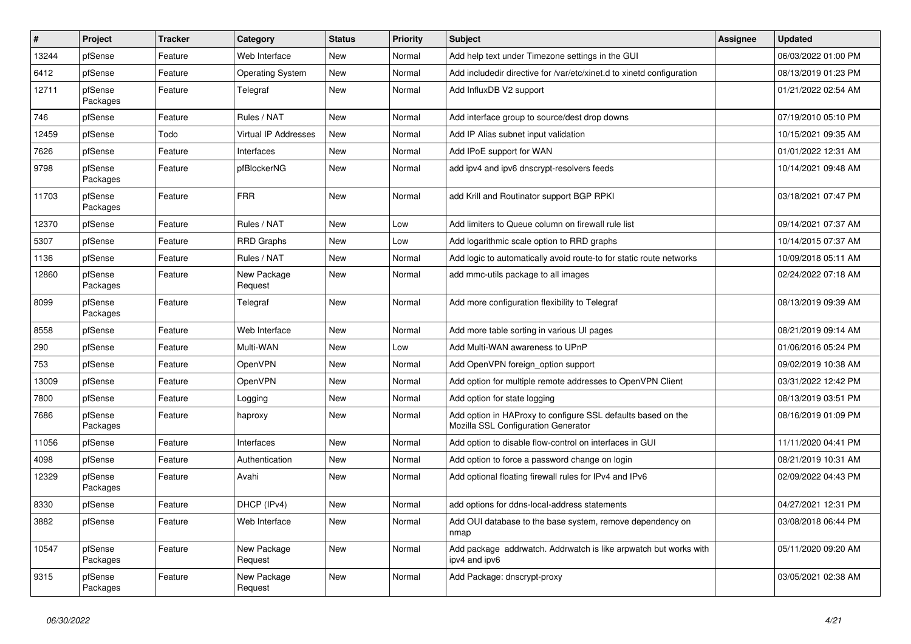| # | Project | Tracker | Category | Status | Priority | Subject | Assignee | Updated |
|---|---|---|---|---|---|---|---|---|
| 13244 | pfSense | Feature | Web Interface | New | Normal | Add help text under Timezone settings in the GUI | | 06/03/2022 01:00 PM |
| 6412 | pfSense | Feature | Operating System | New | Normal | Add includedir directive for /var/etc/xinet.d to xinetd configuration | | 08/13/2019 01:23 PM |
| 12711 | pfSense Packages | Feature | Telegraf | New | Normal | Add InfluxDB V2 support | | 01/21/2022 02:54 AM |
| 746 | pfSense | Feature | Rules / NAT | New | Normal | Add interface group to source/dest drop downs | | 07/19/2010 05:10 PM |
| 12459 | pfSense | Todo | Virtual IP Addresses | New | Normal | Add IP Alias subnet input validation | | 10/15/2021 09:35 AM |
| 7626 | pfSense | Feature | Interfaces | New | Normal | Add IPoE support for WAN | | 01/01/2022 12:31 AM |
| 9798 | pfSense Packages | Feature | pfBlockerNG | New | Normal | add ipv4 and ipv6 dnscrypt-resolvers feeds | | 10/14/2021 09:48 AM |
| 11703 | pfSense Packages | Feature | FRR | New | Normal | add Krill and Routinator support BGP RPKI | | 03/18/2021 07:47 PM |
| 12370 | pfSense | Feature | Rules / NAT | New | Low | Add limiters to Queue column on firewall rule list | | 09/14/2021 07:37 AM |
| 5307 | pfSense | Feature | RRD Graphs | New | Low | Add logarithmic scale option to RRD graphs | | 10/14/2015 07:37 AM |
| 1136 | pfSense | Feature | Rules / NAT | New | Normal | Add logic to automatically avoid route-to for static route networks | | 10/09/2018 05:11 AM |
| 12860 | pfSense Packages | Feature | New Package Request | New | Normal | add mmc-utils package to all images | | 02/24/2022 07:18 AM |
| 8099 | pfSense Packages | Feature | Telegraf | New | Normal | Add more configuration flexibility to Telegraf | | 08/13/2019 09:39 AM |
| 8558 | pfSense | Feature | Web Interface | New | Normal | Add more table sorting in various UI pages | | 08/21/2019 09:14 AM |
| 290 | pfSense | Feature | Multi-WAN | New | Low | Add Multi-WAN awareness to UPnP | | 01/06/2016 05:24 PM |
| 753 | pfSense | Feature | OpenVPN | New | Normal | Add OpenVPN foreign_option support | | 09/02/2019 10:38 AM |
| 13009 | pfSense | Feature | OpenVPN | New | Normal | Add option for multiple remote addresses to OpenVPN Client | | 03/31/2022 12:42 PM |
| 7800 | pfSense | Feature | Logging | New | Normal | Add option for state logging | | 08/13/2019 03:51 PM |
| 7686 | pfSense Packages | Feature | haproxy | New | Normal | Add option in HAProxy to configure SSL defaults based on the Mozilla SSL Configuration Generator | | 08/16/2019 01:09 PM |
| 11056 | pfSense | Feature | Interfaces | New | Normal | Add option to disable flow-control on interfaces in GUI | | 11/11/2020 04:41 PM |
| 4098 | pfSense | Feature | Authentication | New | Normal | Add option to force a password change on login | | 08/21/2019 10:31 AM |
| 12329 | pfSense Packages | Feature | Avahi | New | Normal | Add optional floating firewall rules for IPv4 and IPv6 | | 02/09/2022 04:43 PM |
| 8330 | pfSense | Feature | DHCP (IPv4) | New | Normal | add options for ddns-local-address statements | | 04/27/2021 12:31 PM |
| 3882 | pfSense | Feature | Web Interface | New | Normal | Add OUI database to the base system, remove dependency on nmap | | 03/08/2018 06:44 PM |
| 10547 | pfSense Packages | Feature | New Package Request | New | Normal | Add package addrwatch. Addrwatch is like arpwatch but works with ipv4 and ipv6 | | 05/11/2020 09:20 AM |
| 9315 | pfSense Packages | Feature | New Package Request | New | Normal | Add Package: dnscrypt-proxy | | 03/05/2021 02:38 AM |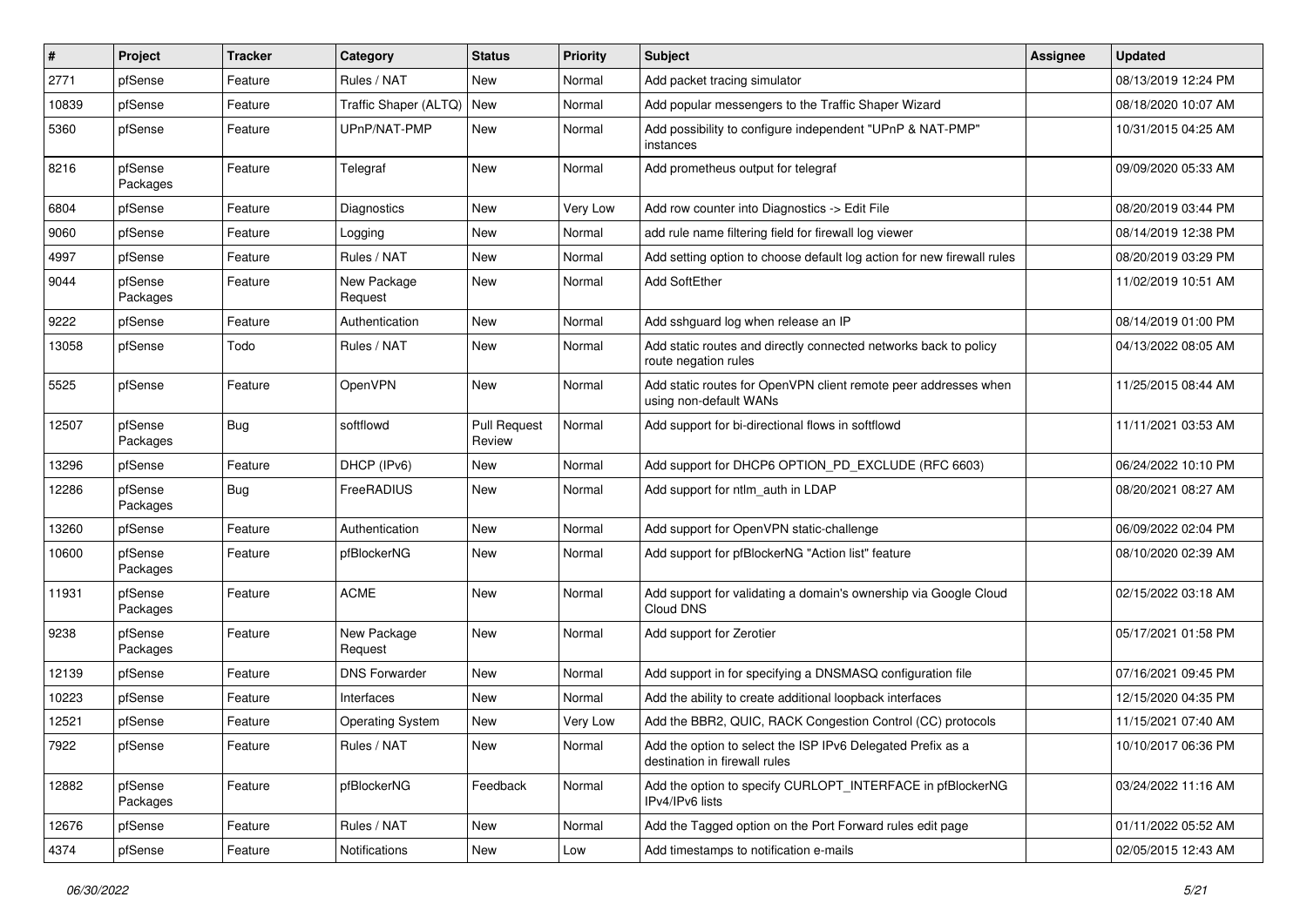| # | Project | Tracker | Category | Status | Priority | Subject | Assignee | Updated |
|---|---|---|---|---|---|---|---|---|
| 2771 | pfSense | Feature | Rules / NAT | New | Normal | Add packet tracing simulator | | 08/13/2019 12:24 PM |
| 10839 | pfSense | Feature | Traffic Shaper (ALTQ) | New | Normal | Add popular messengers to the Traffic Shaper Wizard | | 08/18/2020 10:07 AM |
| 5360 | pfSense | Feature | UPnP/NAT-PMP | New | Normal | Add possibility to configure independent "UPnP & NAT-PMP" instances | | 10/31/2015 04:25 AM |
| 8216 | pfSense Packages | Feature | Telegraf | New | Normal | Add prometheus output for telegraf | | 09/09/2020 05:33 AM |
| 6804 | pfSense | Feature | Diagnostics | New | Very Low | Add row counter into Diagnostics -> Edit File | | 08/20/2019 03:44 PM |
| 9060 | pfSense | Feature | Logging | New | Normal | add rule name filtering field for firewall log viewer | | 08/14/2019 12:38 PM |
| 4997 | pfSense | Feature | Rules / NAT | New | Normal | Add setting option to choose default log action for new firewall rules | | 08/20/2019 03:29 PM |
| 9044 | pfSense Packages | Feature | New Package Request | New | Normal | Add SoftEther | | 11/02/2019 10:51 AM |
| 9222 | pfSense | Feature | Authentication | New | Normal | Add sshguard log when release an IP | | 08/14/2019 01:00 PM |
| 13058 | pfSense | Todo | Rules / NAT | New | Normal | Add static routes and directly connected networks back to policy route negation rules | | 04/13/2022 08:05 AM |
| 5525 | pfSense | Feature | OpenVPN | New | Normal | Add static routes for OpenVPN client remote peer addresses when using non-default WANs | | 11/25/2015 08:44 AM |
| 12507 | pfSense Packages | Bug | softflowd | Pull Request Review | Normal | Add support for bi-directional flows in softflowd | | 11/11/2021 03:53 AM |
| 13296 | pfSense | Feature | DHCP (IPv6) | New | Normal | Add support for DHCP6 OPTION_PD_EXCLUDE (RFC 6603) | | 06/24/2022 10:10 PM |
| 12286 | pfSense Packages | Bug | FreeRADIUS | New | Normal | Add support for ntlm_auth in LDAP | | 08/20/2021 08:27 AM |
| 13260 | pfSense | Feature | Authentication | New | Normal | Add support for OpenVPN static-challenge | | 06/09/2022 02:04 PM |
| 10600 | pfSense Packages | Feature | pfBlockerNG | New | Normal | Add support for pfBlockerNG "Action list" feature | | 08/10/2020 02:39 AM |
| 11931 | pfSense Packages | Feature | ACME | New | Normal | Add support for validating a domain's ownership via Google Cloud Cloud DNS | | 02/15/2022 03:18 AM |
| 9238 | pfSense Packages | Feature | New Package Request | New | Normal | Add support for Zerotier | | 05/17/2021 01:58 PM |
| 12139 | pfSense | Feature | DNS Forwarder | New | Normal | Add support in for specifying a DNSMASQ configuration file | | 07/16/2021 09:45 PM |
| 10223 | pfSense | Feature | Interfaces | New | Normal | Add the ability to create additional loopback interfaces | | 12/15/2020 04:35 PM |
| 12521 | pfSense | Feature | Operating System | New | Very Low | Add the BBR2, QUIC, RACK Congestion Control (CC) protocols | | 11/15/2021 07:40 AM |
| 7922 | pfSense | Feature | Rules / NAT | New | Normal | Add the option to select the ISP IPv6 Delegated Prefix as a destination in firewall rules | | 10/10/2017 06:36 PM |
| 12882 | pfSense Packages | Feature | pfBlockerNG | Feedback | Normal | Add the option to specify CURLOPT_INTERFACE in pfBlockerNG IPv4/IPv6 lists | | 03/24/2022 11:16 AM |
| 12676 | pfSense | Feature | Rules / NAT | New | Normal | Add the Tagged option on the Port Forward rules edit page | | 01/11/2022 05:52 AM |
| 4374 | pfSense | Feature | Notifications | New | Low | Add timestamps to notification e-mails | | 02/05/2015 12:43 AM |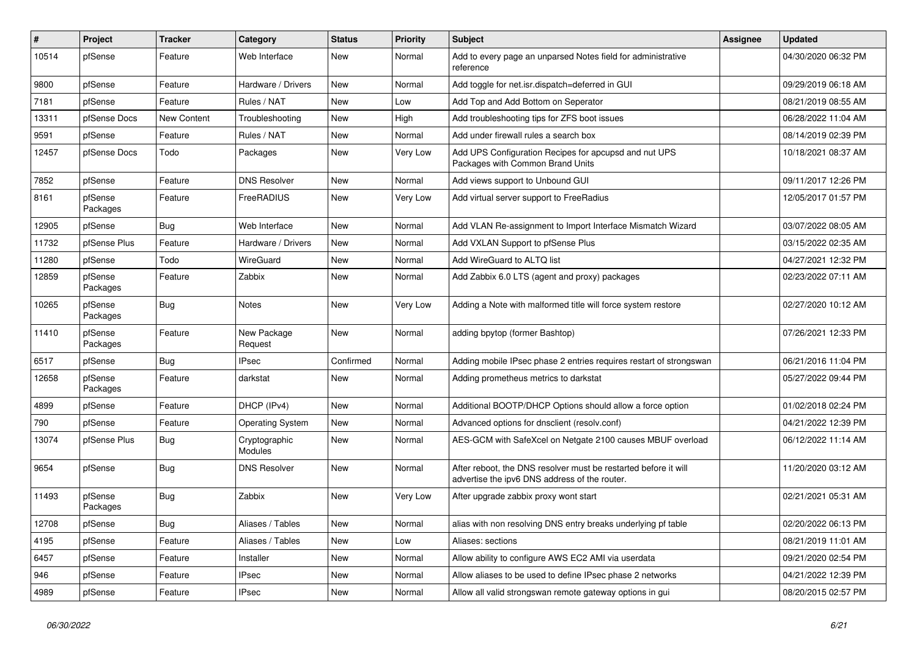| # | Project | Tracker | Category | Status | Priority | Subject | Assignee | Updated |
|---|---|---|---|---|---|---|---|---|
| 10514 | pfSense | Feature | Web Interface | New | Normal | Add to every page an unparsed Notes field for administrative reference | | 04/30/2020 06:32 PM |
| 9800 | pfSense | Feature | Hardware / Drivers | New | Normal | Add toggle for net.isr.dispatch=deferred in GUI | | 09/29/2019 06:18 AM |
| 7181 | pfSense | Feature | Rules / NAT | New | Low | Add Top and Add Bottom on Seperator | | 08/21/2019 08:55 AM |
| 13311 | pfSense Docs | New Content | Troubleshooting | New | High | Add troubleshooting tips for ZFS boot issues | | 06/28/2022 11:04 AM |
| 9591 | pfSense | Feature | Rules / NAT | New | Normal | Add under firewall rules a search box | | 08/14/2019 02:39 PM |
| 12457 | pfSense Docs | Todo | Packages | New | Very Low | Add UPS Configuration Recipes for apcupsd and nut UPS Packages with Common Brand Units | | 10/18/2021 08:37 AM |
| 7852 | pfSense | Feature | DNS Resolver | New | Normal | Add views support to Unbound GUI | | 09/11/2017 12:26 PM |
| 8161 | pfSense Packages | Feature | FreeRADIUS | New | Very Low | Add virtual server support to FreeRadius | | 12/05/2017 01:57 PM |
| 12905 | pfSense | Bug | Web Interface | New | Normal | Add VLAN Re-assignment to Import Interface Mismatch Wizard | | 03/07/2022 08:05 AM |
| 11732 | pfSense Plus | Feature | Hardware / Drivers | New | Normal | Add VXLAN Support to pfSense Plus | | 03/15/2022 02:35 AM |
| 11280 | pfSense | Todo | WireGuard | New | Normal | Add WireGuard to ALTQ list | | 04/27/2021 12:32 PM |
| 12859 | pfSense Packages | Feature | Zabbix | New | Normal | Add Zabbix 6.0 LTS (agent and proxy) packages | | 02/23/2022 07:11 AM |
| 10265 | pfSense Packages | Bug | Notes | New | Very Low | Adding a Note with malformed title will force system restore | | 02/27/2020 10:12 AM |
| 11410 | pfSense Packages | Feature | New Package Request | New | Normal | adding bpytop (former Bashtop) | | 07/26/2021 12:33 PM |
| 6517 | pfSense | Bug | IPsec | Confirmed | Normal | Adding mobile IPsec phase 2 entries requires restart of strongswan | | 06/21/2016 11:04 PM |
| 12658 | pfSense Packages | Feature | darkstat | New | Normal | Adding prometheus metrics to darkstat | | 05/27/2022 09:44 PM |
| 4899 | pfSense | Feature | DHCP (IPv4) | New | Normal | Additional BOOTP/DHCP Options should allow a force option | | 01/02/2018 02:24 PM |
| 790 | pfSense | Feature | Operating System | New | Normal | Advanced options for dnsclient (resolv.conf) | | 04/21/2022 12:39 PM |
| 13074 | pfSense Plus | Bug | Cryptographic Modules | New | Normal | AES-GCM with SafeXcel on Netgate 2100 causes MBUF overload | | 06/12/2022 11:14 AM |
| 9654 | pfSense | Bug | DNS Resolver | New | Normal | After reboot, the DNS resolver must be restarted before it will advertise the ipv6 DNS address of the router. | | 11/20/2020 03:12 AM |
| 11493 | pfSense Packages | Bug | Zabbix | New | Very Low | After upgrade zabbix proxy wont start | | 02/21/2021 05:31 AM |
| 12708 | pfSense | Bug | Aliases / Tables | New | Normal | alias with non resolving DNS entry breaks underlying pf table | | 02/20/2022 06:13 PM |
| 4195 | pfSense | Feature | Aliases / Tables | New | Low | Aliases: sections | | 08/21/2019 11:01 AM |
| 6457 | pfSense | Feature | Installer | New | Normal | Allow ability to configure AWS EC2 AMI via userdata | | 09/21/2020 02:54 PM |
| 946 | pfSense | Feature | IPsec | New | Normal | Allow aliases to be used to define IPsec phase 2 networks | | 04/21/2022 12:39 PM |
| 4989 | pfSense | Feature | IPsec | New | Normal | Allow all valid strongswan remote gateway options in gui | | 08/20/2015 02:57 PM |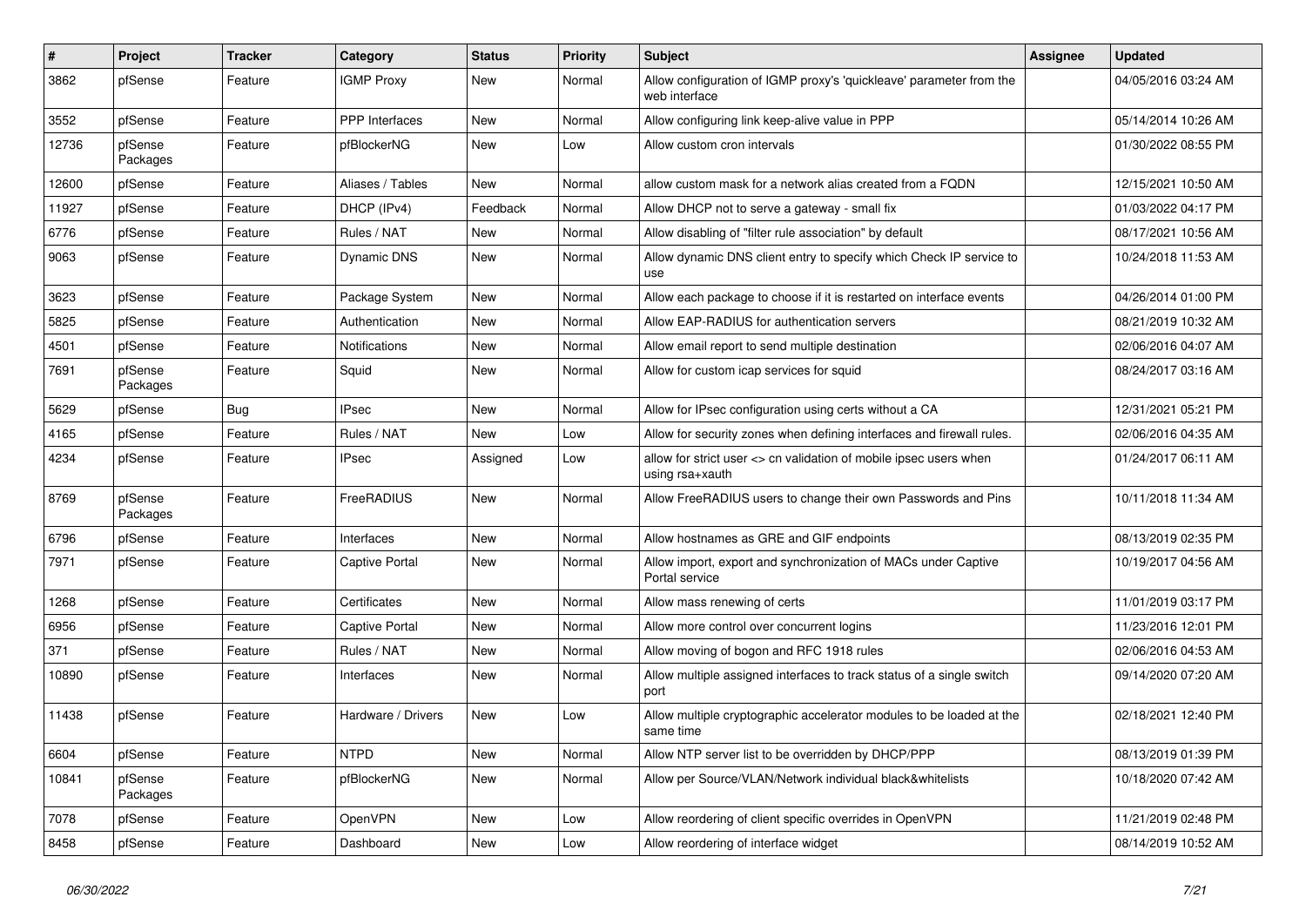| # | Project | Tracker | Category | Status | Priority | Subject | Assignee | Updated |
|---|---|---|---|---|---|---|---|---|
| 3862 | pfSense | Feature | IGMP Proxy | New | Normal | Allow configuration of IGMP proxy's 'quickleave' parameter from the web interface | | 04/05/2016 03:24 AM |
| 3552 | pfSense | Feature | PPP Interfaces | New | Normal | Allow configuring link keep-alive value in PPP | | 05/14/2014 10:26 AM |
| 12736 | pfSense Packages | Feature | pfBlockerNG | New | Low | Allow custom cron intervals | | 01/30/2022 08:55 PM |
| 12600 | pfSense | Feature | Aliases / Tables | New | Normal | allow custom mask for a network alias created from a FQDN | | 12/15/2021 10:50 AM |
| 11927 | pfSense | Feature | DHCP (IPv4) | Feedback | Normal | Allow DHCP not to serve a gateway - small fix | | 01/03/2022 04:17 PM |
| 6776 | pfSense | Feature | Rules / NAT | New | Normal | Allow disabling of "filter rule association" by default | | 08/17/2021 10:56 AM |
| 9063 | pfSense | Feature | Dynamic DNS | New | Normal | Allow dynamic DNS client entry to specify which Check IP service to use | | 10/24/2018 11:53 AM |
| 3623 | pfSense | Feature | Package System | New | Normal | Allow each package to choose if it is restarted on interface events | | 04/26/2014 01:00 PM |
| 5825 | pfSense | Feature | Authentication | New | Normal | Allow EAP-RADIUS for authentication servers | | 08/21/2019 10:32 AM |
| 4501 | pfSense | Feature | Notifications | New | Normal | Allow email report to send multiple destination | | 02/06/2016 04:07 AM |
| 7691 | pfSense Packages | Feature | Squid | New | Normal | Allow for custom icap services for squid | | 08/24/2017 03:16 AM |
| 5629 | pfSense | Bug | IPsec | New | Normal | Allow for IPsec configuration using certs without a CA | | 12/31/2021 05:21 PM |
| 4165 | pfSense | Feature | Rules / NAT | New | Low | Allow for security zones when defining interfaces and firewall rules. | | 02/06/2016 04:35 AM |
| 4234 | pfSense | Feature | IPsec | Assigned | Low | allow for strict user <> cn validation of mobile ipsec users when using rsa+xauth | | 01/24/2017 06:11 AM |
| 8769 | pfSense Packages | Feature | FreeRADIUS | New | Normal | Allow FreeRADIUS users to change their own Passwords and Pins | | 10/11/2018 11:34 AM |
| 6796 | pfSense | Feature | Interfaces | New | Normal | Allow hostnames as GRE and GIF endpoints | | 08/13/2019 02:35 PM |
| 7971 | pfSense | Feature | Captive Portal | New | Normal | Allow import, export and synchronization of MACs under Captive Portal service | | 10/19/2017 04:56 AM |
| 1268 | pfSense | Feature | Certificates | New | Normal | Allow mass renewing of certs | | 11/01/2019 03:17 PM |
| 6956 | pfSense | Feature | Captive Portal | New | Normal | Allow more control over concurrent logins | | 11/23/2016 12:01 PM |
| 371 | pfSense | Feature | Rules / NAT | New | Normal | Allow moving of bogon and RFC 1918 rules | | 02/06/2016 04:53 AM |
| 10890 | pfSense | Feature | Interfaces | New | Normal | Allow multiple assigned interfaces to track status of a single switch port | | 09/14/2020 07:20 AM |
| 11438 | pfSense | Feature | Hardware / Drivers | New | Low | Allow multiple cryptographic accelerator modules to be loaded at the same time | | 02/18/2021 12:40 PM |
| 6604 | pfSense | Feature | NTPD | New | Normal | Allow NTP server list to be overridden by DHCP/PPP | | 08/13/2019 01:39 PM |
| 10841 | pfSense Packages | Feature | pfBlockerNG | New | Normal | Allow per Source/VLAN/Network individual black&whitelists | | 10/18/2020 07:42 AM |
| 7078 | pfSense | Feature | OpenVPN | New | Low | Allow reordering of client specific overrides in OpenVPN | | 11/21/2019 02:48 PM |
| 8458 | pfSense | Feature | Dashboard | New | Low | Allow reordering of interface widget | | 08/14/2019 10:52 AM |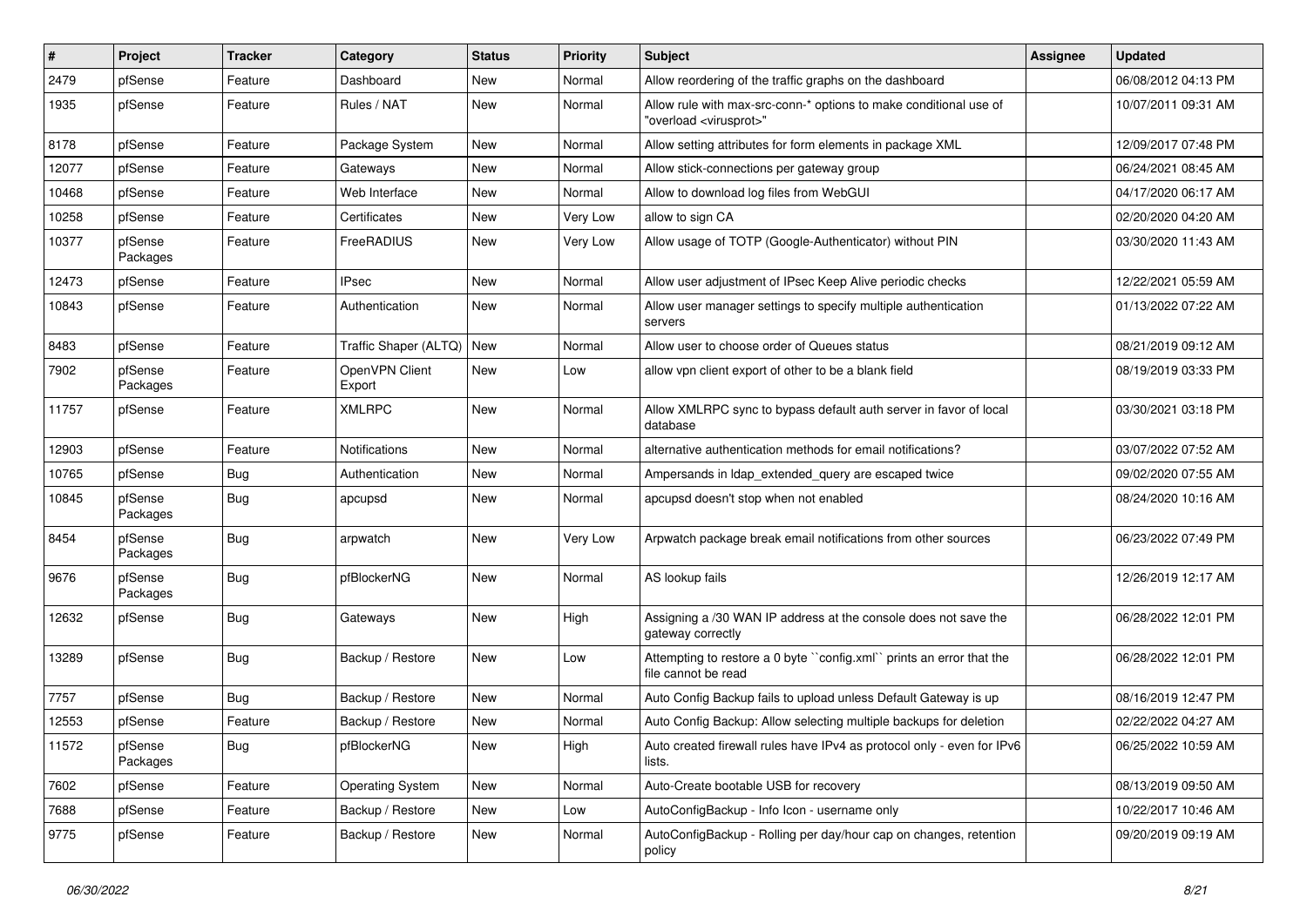| # | Project | Tracker | Category | Status | Priority | Subject | Assignee | Updated |
|---|---|---|---|---|---|---|---|---|
| 2479 | pfSense | Feature | Dashboard | New | Normal | Allow reordering of the traffic graphs on the dashboard | | 06/08/2012 04:13 PM |
| 1935 | pfSense | Feature | Rules / NAT | New | Normal | Allow rule with max-src-conn-* options to make conditional use of "overload <virusprot>" | | 10/07/2011 09:31 AM |
| 8178 | pfSense | Feature | Package System | New | Normal | Allow setting attributes for form elements in package XML | | 12/09/2017 07:48 PM |
| 12077 | pfSense | Feature | Gateways | New | Normal | Allow stick-connections per gateway group | | 06/24/2021 08:45 AM |
| 10468 | pfSense | Feature | Web Interface | New | Normal | Allow to download log files from WebGUI | | 04/17/2020 06:17 AM |
| 10258 | pfSense | Feature | Certificates | New | Very Low | allow to sign CA | | 02/20/2020 04:20 AM |
| 10377 | pfSense Packages | Feature | FreeRADIUS | New | Very Low | Allow usage of TOTP (Google-Authenticator) without PIN | | 03/30/2020 11:43 AM |
| 12473 | pfSense | Feature | IPsec | New | Normal | Allow user adjustment of IPsec Keep Alive periodic checks | | 12/22/2021 05:59 AM |
| 10843 | pfSense | Feature | Authentication | New | Normal | Allow user manager settings to specify multiple authentication servers | | 01/13/2022 07:22 AM |
| 8483 | pfSense | Feature | Traffic Shaper (ALTQ) | New | Normal | Allow user to choose order of Queues status | | 08/21/2019 09:12 AM |
| 7902 | pfSense Packages | Feature | OpenVPN Client Export | New | Low | allow vpn client export of other to be a blank field | | 08/19/2019 03:33 PM |
| 11757 | pfSense | Feature | XMLRPC | New | Normal | Allow XMLRPC sync to bypass default auth server in favor of local database | | 03/30/2021 03:18 PM |
| 12903 | pfSense | Feature | Notifications | New | Normal | alternative authentication methods for email notifications? | | 03/07/2022 07:52 AM |
| 10765 | pfSense | Bug | Authentication | New | Normal | Ampersands in ldap_extended_query are escaped twice | | 09/02/2020 07:55 AM |
| 10845 | pfSense Packages | Bug | apcupsd | New | Normal | apcupsd doesn't stop when not enabled | | 08/24/2020 10:16 AM |
| 8454 | pfSense Packages | Bug | arpwatch | New | Very Low | Arpwatch package break email notifications from other sources | | 06/23/2022 07:49 PM |
| 9676 | pfSense Packages | Bug | pfBlockerNG | New | Normal | AS lookup fails | | 12/26/2019 12:17 AM |
| 12632 | pfSense | Bug | Gateways | New | High | Assigning a /30 WAN IP address at the console does not save the gateway correctly | | 06/28/2022 12:01 PM |
| 13289 | pfSense | Bug | Backup / Restore | New | Low | Attempting to restore a 0 byte ``config.xml`` prints an error that the file cannot be read | | 06/28/2022 12:01 PM |
| 7757 | pfSense | Bug | Backup / Restore | New | Normal | Auto Config Backup fails to upload unless Default Gateway is up | | 08/16/2019 12:47 PM |
| 12553 | pfSense | Feature | Backup / Restore | New | Normal | Auto Config Backup: Allow selecting multiple backups for deletion | | 02/22/2022 04:27 AM |
| 11572 | pfSense Packages | Bug | pfBlockerNG | New | High | Auto created firewall rules have IPv4 as protocol only - even for IPv6 lists. | | 06/25/2022 10:59 AM |
| 7602 | pfSense | Feature | Operating System | New | Normal | Auto-Create bootable USB for recovery | | 08/13/2019 09:50 AM |
| 7688 | pfSense | Feature | Backup / Restore | New | Low | AutoConfigBackup - Info Icon - username only | | 10/22/2017 10:46 AM |
| 9775 | pfSense | Feature | Backup / Restore | New | Normal | AutoConfigBackup - Rolling per day/hour cap on changes, retention policy | | 09/20/2019 09:19 AM |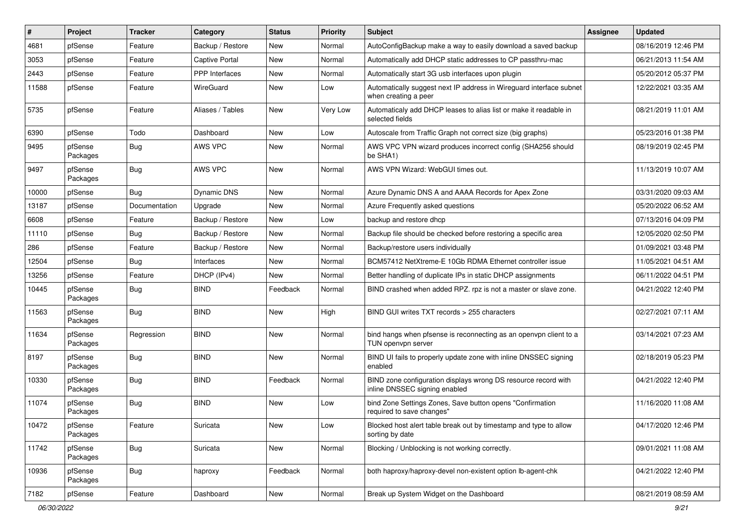| # | Project | Tracker | Category | Status | Priority | Subject | Assignee | Updated |
|---|---|---|---|---|---|---|---|---|
| 4681 | pfSense | Feature | Backup / Restore | New | Normal | AutoConfigBackup make a way to easily download a saved backup | | 08/16/2019 12:46 PM |
| 3053 | pfSense | Feature | Captive Portal | New | Normal | Automatically add DHCP static addresses to CP passthru-mac | | 06/21/2013 11:54 AM |
| 2443 | pfSense | Feature | PPP Interfaces | New | Normal | Automatically start 3G usb interfaces upon plugin | | 05/20/2012 05:37 PM |
| 11588 | pfSense | Feature | WireGuard | New | Low | Automatically suggest next IP address in Wireguard interface subnet when creating a peer | | 12/22/2021 03:35 AM |
| 5735 | pfSense | Feature | Aliases / Tables | New | Very Low | Automaticaly add DHCP leases to alias list or make it readable in selected fields | | 08/21/2019 11:01 AM |
| 6390 | pfSense | Todo | Dashboard | New | Low | Autoscale from Traffic Graph not correct size (big graphs) | | 05/23/2016 01:38 PM |
| 9495 | pfSense Packages | Bug | AWS VPC | New | Normal | AWS VPC VPN wizard produces incorrect config (SHA256 should be SHA1) | | 08/19/2019 02:45 PM |
| 9497 | pfSense Packages | Bug | AWS VPC | New | Normal | AWS VPN Wizard: WebGUI times out. | | 11/13/2019 10:07 AM |
| 10000 | pfSense | Bug | Dynamic DNS | New | Normal | Azure Dynamic DNS A and AAAA Records for Apex Zone | | 03/31/2020 09:03 AM |
| 13187 | pfSense | Documentation | Upgrade | New | Normal | Azure Frequently asked questions | | 05/20/2022 06:52 AM |
| 6608 | pfSense | Feature | Backup / Restore | New | Low | backup and restore dhcp | | 07/13/2016 04:09 PM |
| 11110 | pfSense | Bug | Backup / Restore | New | Normal | Backup file should be checked before restoring a specific area | | 12/05/2020 02:50 PM |
| 286 | pfSense | Feature | Backup / Restore | New | Normal | Backup/restore users individually | | 01/09/2021 03:48 PM |
| 12504 | pfSense | Bug | Interfaces | New | Normal | BCM57412 NetXtreme-E 10Gb RDMA Ethernet controller issue | | 11/05/2021 04:51 AM |
| 13256 | pfSense | Feature | DHCP (IPv4) | New | Normal | Better handling of duplicate IPs in static DHCP assignments | | 06/11/2022 04:51 PM |
| 10445 | pfSense Packages | Bug | BIND | Feedback | Normal | BIND crashed when added RPZ. rpz is not a master or slave zone. | | 04/21/2022 12:40 PM |
| 11563 | pfSense Packages | Bug | BIND | New | High | BIND GUI writes TXT records > 255 characters | | 02/27/2021 07:11 AM |
| 11634 | pfSense Packages | Regression | BIND | New | Normal | bind hangs when pfsense is reconnecting as an openvpn client to a TUN openvpn server | | 03/14/2021 07:23 AM |
| 8197 | pfSense Packages | Bug | BIND | New | Normal | BIND UI fails to properly update zone with inline DNSSEC signing enabled | | 02/18/2019 05:23 PM |
| 10330 | pfSense Packages | Bug | BIND | Feedback | Normal | BIND zone configuration displays wrong DS resource record with inline DNSSEC signing enabled | | 04/21/2022 12:40 PM |
| 11074 | pfSense Packages | Bug | BIND | New | Low | bind Zone Settings Zones, Save button opens "Confirmation required to save changes" | | 11/16/2020 11:08 AM |
| 10472 | pfSense Packages | Feature | Suricata | New | Low | Blocked host alert table break out by timestamp and type to allow sorting by date | | 04/17/2020 12:46 PM |
| 11742 | pfSense Packages | Bug | Suricata | New | Normal | Blocking / Unblocking is not working correctly. | | 09/01/2021 11:08 AM |
| 10936 | pfSense Packages | Bug | haproxy | Feedback | Normal | both haproxy/haproxy-devel non-existent option lb-agent-chk | | 04/21/2022 12:40 PM |
| 7182 | pfSense | Feature | Dashboard | New | Normal | Break up System Widget on the Dashboard | | 08/21/2019 08:59 AM |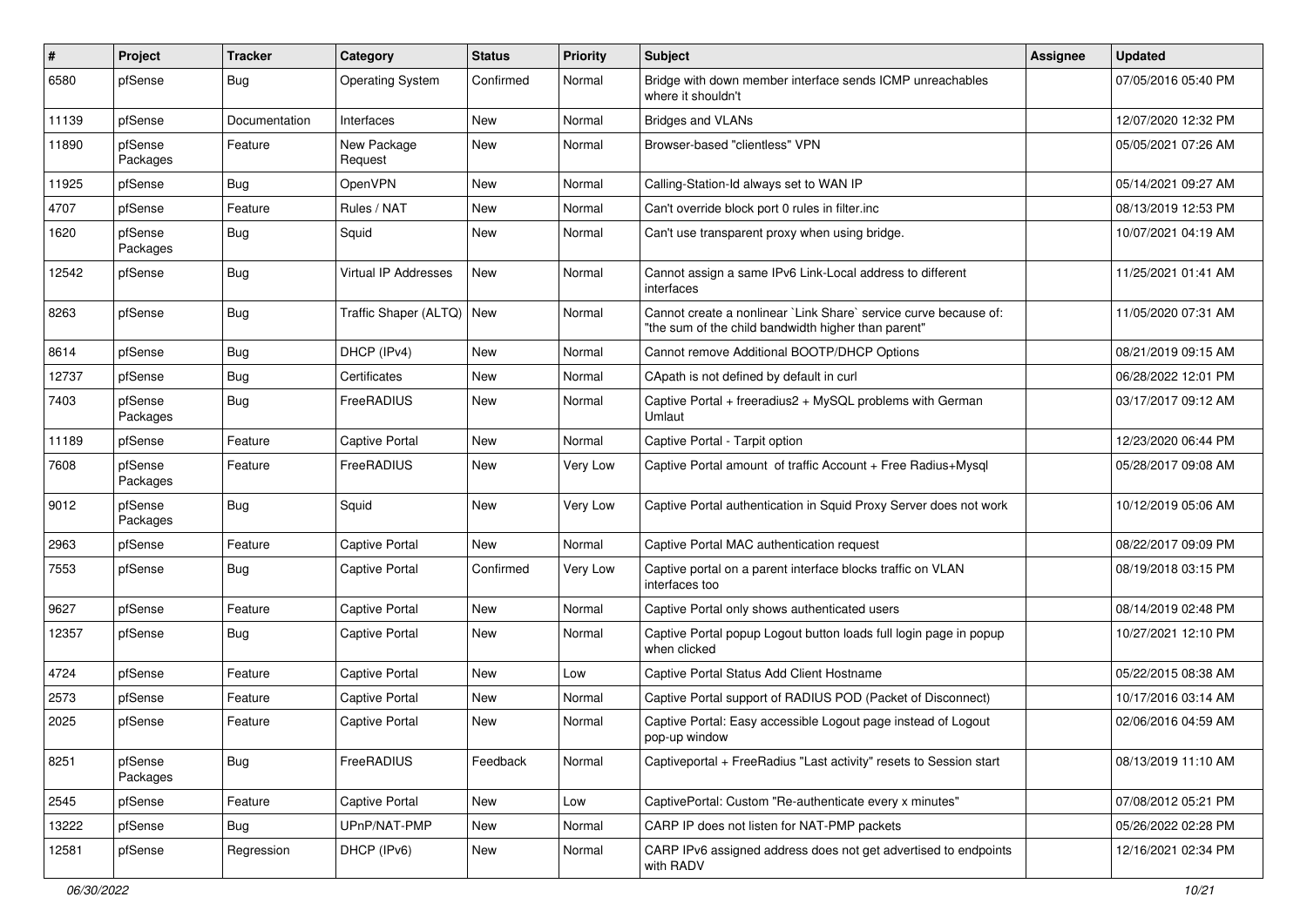| # | Project | Tracker | Category | Status | Priority | Subject | Assignee | Updated |
|---|---|---|---|---|---|---|---|---|
| 6580 | pfSense | Bug | Operating System | Confirmed | Normal | Bridge with down member interface sends ICMP unreachables where it shouldn't | | 07/05/2016 05:40 PM |
| 11139 | pfSense | Documentation | Interfaces | New | Normal | Bridges and VLANs | | 12/07/2020 12:32 PM |
| 11890 | pfSense Packages | Feature | New Package Request | New | Normal | Browser-based "clientless" VPN | | 05/05/2021 07:26 AM |
| 11925 | pfSense | Bug | OpenVPN | New | Normal | Calling-Station-Id always set to WAN IP | | 05/14/2021 09:27 AM |
| 4707 | pfSense | Feature | Rules / NAT | New | Normal | Can't override block port 0 rules in filter.inc | | 08/13/2019 12:53 PM |
| 1620 | pfSense Packages | Bug | Squid | New | Normal | Can't use transparent proxy when using bridge. | | 10/07/2021 04:19 AM |
| 12542 | pfSense | Bug | Virtual IP Addresses | New | Normal | Cannot assign a same IPv6 Link-Local address to different interfaces | | 11/25/2021 01:41 AM |
| 8263 | pfSense | Bug | Traffic Shaper (ALTQ) | New | Normal | Cannot create a nonlinear `Link Share` service curve because of: "the sum of the child bandwidth higher than parent" | | 11/05/2020 07:31 AM |
| 8614 | pfSense | Bug | DHCP (IPv4) | New | Normal | Cannot remove Additional BOOTP/DHCP Options | | 08/21/2019 09:15 AM |
| 12737 | pfSense | Bug | Certificates | New | Normal | CApath is not defined by default in curl | | 06/28/2022 12:01 PM |
| 7403 | pfSense Packages | Bug | FreeRADIUS | New | Normal | Captive Portal + freeradius2 + MySQL problems with German Umlaut | | 03/17/2017 09:12 AM |
| 11189 | pfSense | Feature | Captive Portal | New | Normal | Captive Portal - Tarpit option | | 12/23/2020 06:44 PM |
| 7608 | pfSense Packages | Feature | FreeRADIUS | New | Very Low | Captive Portal amount of traffic Account + Free Radius+Mysql | | 05/28/2017 09:08 AM |
| 9012 | pfSense Packages | Bug | Squid | New | Very Low | Captive Portal authentication in Squid Proxy Server does not work | | 10/12/2019 05:06 AM |
| 2963 | pfSense | Feature | Captive Portal | New | Normal | Captive Portal MAC authentication request | | 08/22/2017 09:09 PM |
| 7553 | pfSense | Bug | Captive Portal | Confirmed | Very Low | Captive portal on a parent interface blocks traffic on VLAN interfaces too | | 08/19/2018 03:15 PM |
| 9627 | pfSense | Feature | Captive Portal | New | Normal | Captive Portal only shows authenticated users | | 08/14/2019 02:48 PM |
| 12357 | pfSense | Bug | Captive Portal | New | Normal | Captive Portal popup Logout button loads full login page in popup when clicked | | 10/27/2021 12:10 PM |
| 4724 | pfSense | Feature | Captive Portal | New | Low | Captive Portal Status Add Client Hostname | | 05/22/2015 08:38 AM |
| 2573 | pfSense | Feature | Captive Portal | New | Normal | Captive Portal support of RADIUS POD (Packet of Disconnect) | | 10/17/2016 03:14 AM |
| 2025 | pfSense | Feature | Captive Portal | New | Normal | Captive Portal: Easy accessible Logout page instead of Logout pop-up window | | 02/06/2016 04:59 AM |
| 8251 | pfSense Packages | Bug | FreeRADIUS | Feedback | Normal | Captiveportal + FreeRadius "Last activity" resets to Session start | | 08/13/2019 11:10 AM |
| 2545 | pfSense | Feature | Captive Portal | New | Low | CaptivePortal: Custom "Re-authenticate every x minutes" | | 07/08/2012 05:21 PM |
| 13222 | pfSense | Bug | UPnP/NAT-PMP | New | Normal | CARP IP does not listen for NAT-PMP packets | | 05/26/2022 02:28 PM |
| 12581 | pfSense | Regression | DHCP (IPv6) | New | Normal | CARP IPv6 assigned address does not get advertised to endpoints with RADV | | 12/16/2021 02:34 PM |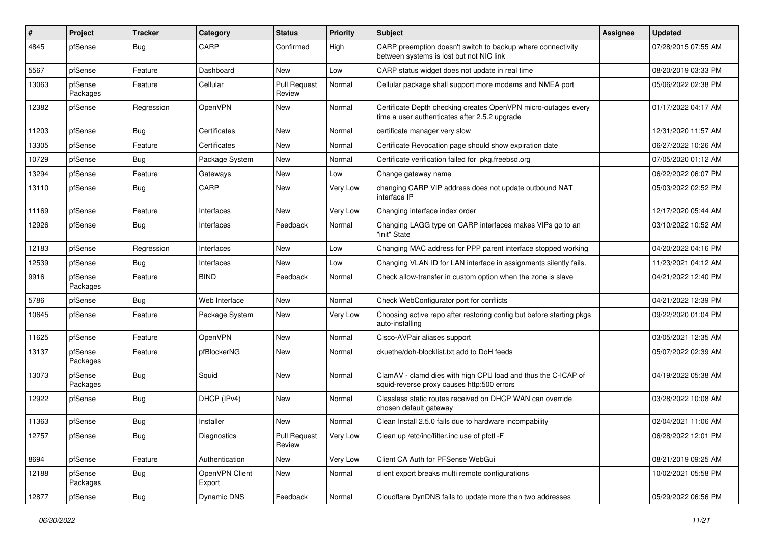| # | Project | Tracker | Category | Status | Priority | Subject | Assignee | Updated |
|---|---|---|---|---|---|---|---|---|
| 4845 | pfSense | Bug | CARP | Confirmed | High | CARP preemption doesn't switch to backup where connectivity between systems is lost but not NIC link | | 07/28/2015 07:55 AM |
| 5567 | pfSense | Feature | Dashboard | New | Low | CARP status widget does not update in real time | | 08/20/2019 03:33 PM |
| 13063 | pfSense Packages | Feature | Cellular | Pull Request Review | Normal | Cellular package shall support more modems and NMEA port | | 05/06/2022 02:38 PM |
| 12382 | pfSense | Regression | OpenVPN | New | Normal | Certificate Depth checking creates OpenVPN micro-outages every time a user authenticates after 2.5.2 upgrade | | 01/17/2022 04:17 AM |
| 11203 | pfSense | Bug | Certificates | New | Normal | certificate manager very slow | | 12/31/2020 11:57 AM |
| 13305 | pfSense | Feature | Certificates | New | Normal | Certificate Revocation page should show expiration date | | 06/27/2022 10:26 AM |
| 10729 | pfSense | Bug | Package System | New | Normal | Certificate verification failed for pkg.freebsd.org | | 07/05/2020 01:12 AM |
| 13294 | pfSense | Feature | Gateways | New | Low | Change gateway name | | 06/22/2022 06:07 PM |
| 13110 | pfSense | Bug | CARP | New | Very Low | changing CARP VIP address does not update outbound NAT interface IP | | 05/03/2022 02:52 PM |
| 11169 | pfSense | Feature | Interfaces | New | Very Low | Changing interface index order | | 12/17/2020 05:44 AM |
| 12926 | pfSense | Bug | Interfaces | Feedback | Normal | Changing LAGG type on CARP interfaces makes VIPs go to an "init" State | | 03/10/2022 10:52 AM |
| 12183 | pfSense | Regression | Interfaces | New | Low | Changing MAC address for PPP parent interface stopped working | | 04/20/2022 04:16 PM |
| 12539 | pfSense | Bug | Interfaces | New | Low | Changing VLAN ID for LAN interface in assignments silently fails. | | 11/23/2021 04:12 AM |
| 9916 | pfSense Packages | Feature | BIND | Feedback | Normal | Check allow-transfer in custom option when the zone is slave | | 04/21/2022 12:40 PM |
| 5786 | pfSense | Bug | Web Interface | New | Normal | Check WebConfigurator port for conflicts | | 04/21/2022 12:39 PM |
| 10645 | pfSense | Feature | Package System | New | Very Low | Choosing active repo after restoring config but before starting pkgs auto-installing | | 09/22/2020 01:04 PM |
| 11625 | pfSense | Feature | OpenVPN | New | Normal | Cisco-AVPair aliases support | | 03/05/2021 12:35 AM |
| 13137 | pfSense Packages | Feature | pfBlockerNG | New | Normal | ckuethe/doh-blocklist.txt add to DoH feeds | | 05/07/2022 02:39 AM |
| 13073 | pfSense Packages | Bug | Squid | New | Normal | ClamAV - clamd dies with high CPU load and thus the C-ICAP of squid-reverse proxy causes http:500 errors | | 04/19/2022 05:38 AM |
| 12922 | pfSense | Bug | DHCP (IPv4) | New | Normal | Classless static routes received on DHCP WAN can override chosen default gateway | | 03/28/2022 10:08 AM |
| 11363 | pfSense | Bug | Installer | New | Normal | Clean Install 2.5.0 fails due to hardware incompability | | 02/04/2021 11:06 AM |
| 12757 | pfSense | Bug | Diagnostics | Pull Request Review | Very Low | Clean up /etc/inc/filter.inc use of pfctl -F | | 06/28/2022 12:01 PM |
| 8694 | pfSense | Feature | Authentication | New | Very Low | Client CA Auth for PFSense WebGui | | 08/21/2019 09:25 AM |
| 12188 | pfSense Packages | Bug | OpenVPN Client Export | New | Normal | client export breaks multi remote configurations | | 10/02/2021 05:58 PM |
| 12877 | pfSense | Bug | Dynamic DNS | Feedback | Normal | Cloudflare DynDNS fails to update more than two addresses | | 05/29/2022 06:56 PM |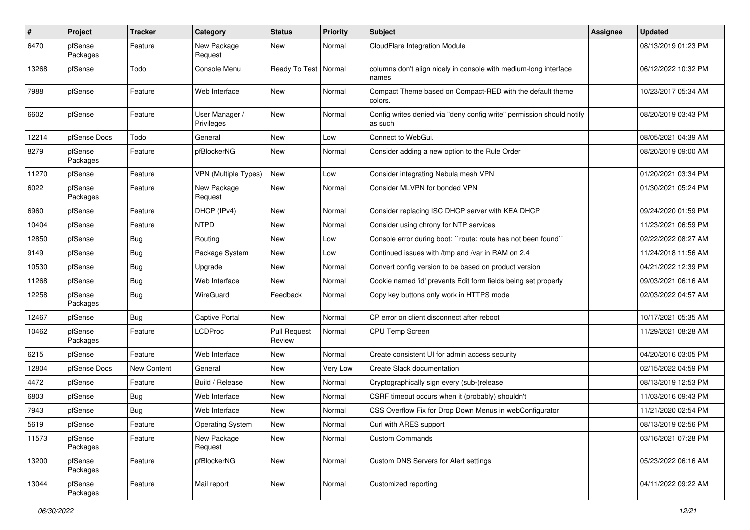| # | Project | Tracker | Category | Status | Priority | Subject | Assignee | Updated |
|---|---|---|---|---|---|---|---|---|
| 6470 | pfSense Packages | Feature | New Package Request | New | Normal | CloudFlare Integration Module | | 08/13/2019 01:23 PM |
| 13268 | pfSense | Todo | Console Menu | Ready To Test | Normal | columns don't align nicely in console with medium-long interface names | | 06/12/2022 10:32 PM |
| 7988 | pfSense | Feature | Web Interface | New | Normal | Compact Theme based on Compact-RED with the default theme colors. | | 10/23/2017 05:34 AM |
| 6602 | pfSense | Feature | User Manager / Privileges | New | Normal | Config writes denied via "deny config write" permission should notify as such | | 08/20/2019 03:43 PM |
| 12214 | pfSense Docs | Todo | General | New | Low | Connect to WebGui. | | 08/05/2021 04:39 AM |
| 8279 | pfSense Packages | Feature | pfBlockerNG | New | Normal | Consider adding a new option to the Rule Order | | 08/20/2019 09:00 AM |
| 11270 | pfSense | Feature | VPN (Multiple Types) | New | Low | Consider integrating Nebula mesh VPN | | 01/20/2021 03:34 PM |
| 6022 | pfSense Packages | Feature | New Package Request | New | Normal | Consider MLVPN for bonded VPN | | 01/30/2021 05:24 PM |
| 6960 | pfSense | Feature | DHCP (IPv4) | New | Normal | Consider replacing ISC DHCP server with KEA DHCP | | 09/24/2020 01:59 PM |
| 10404 | pfSense | Feature | NTPD | New | Normal | Consider using chrony for NTP services | | 11/23/2021 06:59 PM |
| 12850 | pfSense | Bug | Routing | New | Low | Console error during boot: ``route: route has not been found`` | | 02/22/2022 08:27 AM |
| 9149 | pfSense | Bug | Package System | New | Low | Continued issues with /tmp and /var in RAM on 2.4 | | 11/24/2018 11:56 AM |
| 10530 | pfSense | Bug | Upgrade | New | Normal | Convert config version to be based on product version | | 04/21/2022 12:39 PM |
| 11268 | pfSense | Bug | Web Interface | New | Normal | Cookie named 'id' prevents Edit form fields being set properly | | 09/03/2021 06:16 AM |
| 12258 | pfSense Packages | Bug | WireGuard | Feedback | Normal | Copy key buttons only work in HTTPS mode | | 02/03/2022 04:57 AM |
| 12467 | pfSense | Bug | Captive Portal | New | Normal | CP error on client disconnect after reboot | | 10/17/2021 05:35 AM |
| 10462 | pfSense Packages | Feature | LCDProc | Pull Request Review | Normal | CPU Temp Screen | | 11/29/2021 08:28 AM |
| 6215 | pfSense | Feature | Web Interface | New | Normal | Create consistent UI for admin access security | | 04/20/2016 03:05 PM |
| 12804 | pfSense Docs | New Content | General | New | Very Low | Create Slack documentation | | 02/15/2022 04:59 PM |
| 4472 | pfSense | Feature | Build / Release | New | Normal | Cryptographically sign every (sub-)release | | 08/13/2019 12:53 PM |
| 6803 | pfSense | Bug | Web Interface | New | Normal | CSRF timeout occurs when it (probably) shouldn't | | 11/03/2016 09:43 PM |
| 7943 | pfSense | Bug | Web Interface | New | Normal | CSS Overflow Fix for Drop Down Menus in webConfigurator | | 11/21/2020 02:54 PM |
| 5619 | pfSense | Feature | Operating System | New | Normal | Curl with ARES support | | 08/13/2019 02:56 PM |
| 11573 | pfSense Packages | Feature | New Package Request | New | Normal | Custom Commands | | 03/16/2021 07:28 PM |
| 13200 | pfSense Packages | Feature | pfBlockerNG | New | Normal | Custom DNS Servers for Alert settings | | 05/23/2022 06:16 AM |
| 13044 | pfSense Packages | Feature | Mail report | New | Normal | Customized reporting | | 04/11/2022 09:22 AM |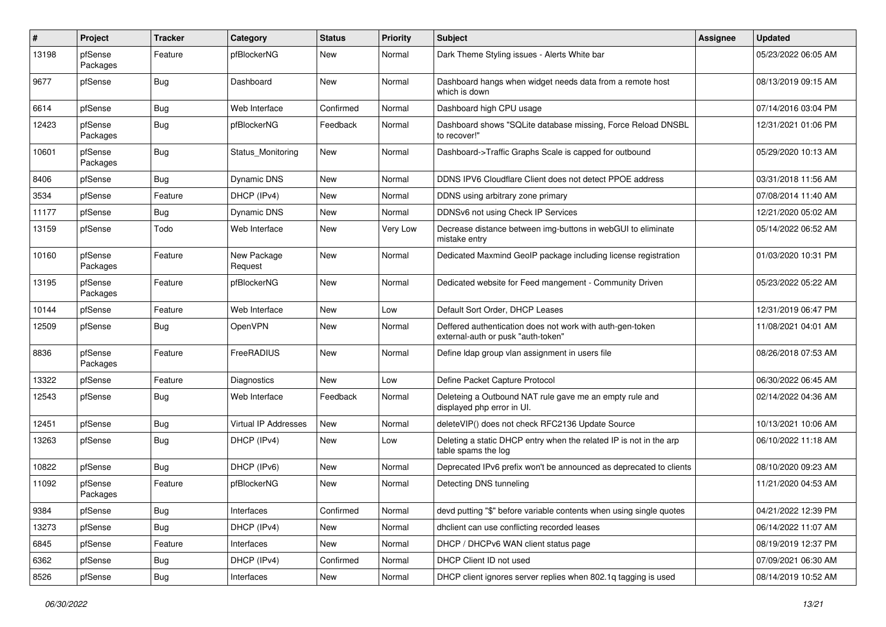| # | Project | Tracker | Category | Status | Priority | Subject | Assignee | Updated |
|---|---|---|---|---|---|---|---|---|
| 13198 | pfSense Packages | Feature | pfBlockerNG | New | Normal | Dark Theme Styling issues - Alerts White bar | | 05/23/2022 06:05 AM |
| 9677 | pfSense | Bug | Dashboard | New | Normal | Dashboard hangs when widget needs data from a remote host which is down | | 08/13/2019 09:15 AM |
| 6614 | pfSense | Bug | Web Interface | Confirmed | Normal | Dashboard high CPU usage | | 07/14/2016 03:04 PM |
| 12423 | pfSense Packages | Bug | pfBlockerNG | Feedback | Normal | Dashboard shows "SQLite database missing, Force Reload DNSBL to recover!" | | 12/31/2021 01:06 PM |
| 10601 | pfSense Packages | Bug | Status_Monitoring | New | Normal | Dashboard->Traffic Graphs Scale is capped for outbound | | 05/29/2020 10:13 AM |
| 8406 | pfSense | Bug | Dynamic DNS | New | Normal | DDNS IPV6 Cloudflare Client does not detect PPOE address | | 03/31/2018 11:56 AM |
| 3534 | pfSense | Feature | DHCP (IPv4) | New | Normal | DDNS using arbitrary zone primary | | 07/08/2014 11:40 AM |
| 11177 | pfSense | Bug | Dynamic DNS | New | Normal | DDNSv6 not using Check IP Services | | 12/21/2020 05:02 AM |
| 13159 | pfSense | Todo | Web Interface | New | Very Low | Decrease distance between img-buttons in webGUI to eliminate mistake entry | | 05/14/2022 06:52 AM |
| 10160 | pfSense Packages | Feature | New Package Request | New | Normal | Dedicated Maxmind GeoIP package including license registration | | 01/03/2020 10:31 PM |
| 13195 | pfSense Packages | Feature | pfBlockerNG | New | Normal | Dedicated website for Feed mangement - Community Driven | | 05/23/2022 05:22 AM |
| 10144 | pfSense | Feature | Web Interface | New | Low | Default Sort Order, DHCP Leases | | 12/31/2019 06:47 PM |
| 12509 | pfSense | Bug | OpenVPN | New | Normal | Deffered authentication does not work with auth-gen-token external-auth or pusk "auth-token" | | 11/08/2021 04:01 AM |
| 8836 | pfSense Packages | Feature | FreeRADIUS | New | Normal | Define ldap group vlan assignment in users file | | 08/26/2018 07:53 AM |
| 13322 | pfSense | Feature | Diagnostics | New | Low | Define Packet Capture Protocol | | 06/30/2022 06:45 AM |
| 12543 | pfSense | Bug | Web Interface | Feedback | Normal | Deleteing a Outbound NAT rule gave me an empty rule and displayed php error in UI. | | 02/14/2022 04:36 AM |
| 12451 | pfSense | Bug | Virtual IP Addresses | New | Normal | deleteVIP() does not check RFC2136 Update Source | | 10/13/2021 10:06 AM |
| 13263 | pfSense | Bug | DHCP (IPv4) | New | Low | Deleting a static DHCP entry when the related IP is not in the arp table spams the log | | 06/10/2022 11:18 AM |
| 10822 | pfSense | Bug | DHCP (IPv6) | New | Normal | Deprecated IPv6 prefix won't be announced as deprecated to clients | | 08/10/2020 09:23 AM |
| 11092 | pfSense Packages | Feature | pfBlockerNG | New | Normal | Detecting DNS tunneling | | 11/21/2020 04:53 AM |
| 9384 | pfSense | Bug | Interfaces | Confirmed | Normal | devd putting "$" before variable contents when using single quotes | | 04/21/2022 12:39 PM |
| 13273 | pfSense | Bug | DHCP (IPv4) | New | Normal | dhclient can use conflicting recorded leases | | 06/14/2022 11:07 AM |
| 6845 | pfSense | Feature | Interfaces | New | Normal | DHCP / DHCPv6 WAN client status page | | 08/19/2019 12:37 PM |
| 6362 | pfSense | Bug | DHCP (IPv4) | Confirmed | Normal | DHCP Client ID not used | | 07/09/2021 06:30 AM |
| 8526 | pfSense | Bug | Interfaces | New | Normal | DHCP client ignores server replies when 802.1q tagging is used | | 08/14/2019 10:52 AM |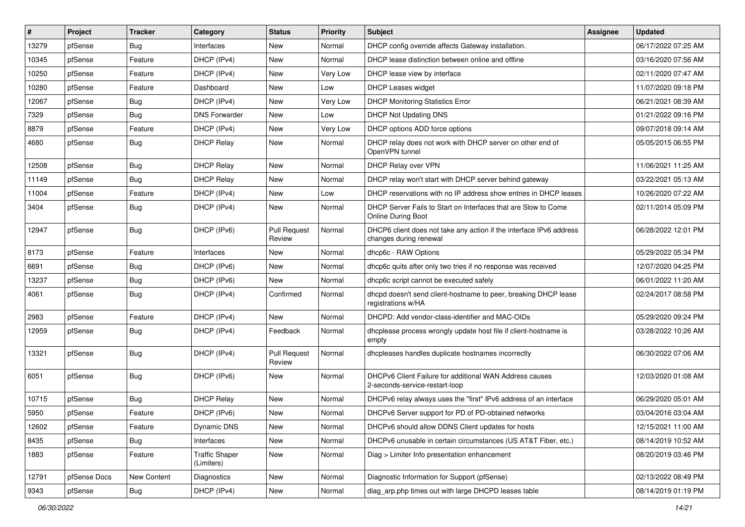| # | Project | Tracker | Category | Status | Priority | Subject | Assignee | Updated |
|---|---|---|---|---|---|---|---|---|
| 13279 | pfSense | Bug | Interfaces | New | Normal | DHCP config override affects Gateway installation. | | 06/17/2022 07:25 AM |
| 10345 | pfSense | Feature | DHCP (IPv4) | New | Normal | DHCP lease distinction between online and offline | | 03/16/2020 07:56 AM |
| 10250 | pfSense | Feature | DHCP (IPv4) | New | Very Low | DHCP lease view by interface | | 02/11/2020 07:47 AM |
| 10280 | pfSense | Feature | Dashboard | New | Low | DHCP Leases widget | | 11/07/2020 09:18 PM |
| 12067 | pfSense | Bug | DHCP (IPv4) | New | Very Low | DHCP Monitoring Statistics Error | | 06/21/2021 08:39 AM |
| 7329 | pfSense | Bug | DNS Forwarder | New | Low | DHCP Not Updating DNS | | 01/21/2022 09:16 PM |
| 8879 | pfSense | Feature | DHCP (IPv4) | New | Very Low | DHCP options ADD force options | | 09/07/2018 09:14 AM |
| 4680 | pfSense | Bug | DHCP Relay | New | Normal | DHCP relay does not work with DHCP server on other end of OpenVPN tunnel | | 05/05/2015 06:55 PM |
| 12508 | pfSense | Bug | DHCP Relay | New | Normal | DHCP Relay over VPN | | 11/06/2021 11:25 AM |
| 11149 | pfSense | Bug | DHCP Relay | New | Normal | DHCP relay won't start with DHCP server behind gateway | | 03/22/2021 05:13 AM |
| 11004 | pfSense | Feature | DHCP (IPv4) | New | Low | DHCP reservations with no IP address show entries in DHCP leases | | 10/26/2020 07:22 AM |
| 3404 | pfSense | Bug | DHCP (IPv4) | New | Normal | DHCP Server Fails to Start on Interfaces that are Slow to Come Online During Boot | | 02/11/2014 05:09 PM |
| 12947 | pfSense | Bug | DHCP (IPv6) | Pull Request Review | Normal | DHCP6 client does not take any action if the interface IPv6 address changes during renewal | | 06/28/2022 12:01 PM |
| 8173 | pfSense | Feature | Interfaces | New | Normal | dhcp6c - RAW Options | | 05/29/2022 05:34 PM |
| 6691 | pfSense | Bug | DHCP (IPv6) | New | Normal | dhcp6c quits after only two tries if no response was received | | 12/07/2020 04:25 PM |
| 13237 | pfSense | Bug | DHCP (IPv6) | New | Normal | dhcp6c script cannot be executed safely | | 06/01/2022 11:20 AM |
| 4061 | pfSense | Bug | DHCP (IPv4) | Confirmed | Normal | dhcpd doesn't send client-hostname to peer, breaking DHCP lease registrations w/HA | | 02/24/2017 08:58 PM |
| 2983 | pfSense | Feature | DHCP (IPv4) | New | Normal | DHCPD: Add vendor-class-identifier and MAC-OIDs | | 05/29/2020 09:24 PM |
| 12959 | pfSense | Bug | DHCP (IPv4) | Feedback | Normal | dhcplease process wrongly update host file if client-hostname is empty | | 03/28/2022 10:26 AM |
| 13321 | pfSense | Bug | DHCP (IPv4) | Pull Request Review | Normal | dhcpleases handles duplicate hostnames incorrectly | | 06/30/2022 07:06 AM |
| 6051 | pfSense | Bug | DHCP (IPv6) | New | Normal | DHCPv6 Client Failure for additional WAN Address causes 2-seconds-service-restart-loop | | 12/03/2020 01:08 AM |
| 10715 | pfSense | Bug | DHCP Relay | New | Normal | DHCPv6 relay always uses the "first" IPv6 address of an interface | | 06/29/2020 05:01 AM |
| 5950 | pfSense | Feature | DHCP (IPv6) | New | Normal | DHCPv6 Server support for PD of PD-obtained networks | | 03/04/2016 03:04 AM |
| 12602 | pfSense | Feature | Dynamic DNS | New | Normal | DHCPv6 should allow DDNS Client updates for hosts | | 12/15/2021 11:00 AM |
| 8435 | pfSense | Bug | Interfaces | New | Normal | DHCPv6 unusable in certain circumstances (US AT&T Fiber, etc.) | | 08/14/2019 10:52 AM |
| 1883 | pfSense | Feature | Traffic Shaper (Limiters) | New | Normal | Diag > Limiter Info presentation enhancement | | 08/20/2019 03:46 PM |
| 12791 | pfSense Docs | New Content | Diagnostics | New | Normal | Diagnostic Information for Support (pfSense) | | 02/13/2022 08:49 PM |
| 9343 | pfSense | Bug | DHCP (IPv4) | New | Normal | diag_arp.php times out with large DHCPD leases table | | 08/14/2019 01:19 PM |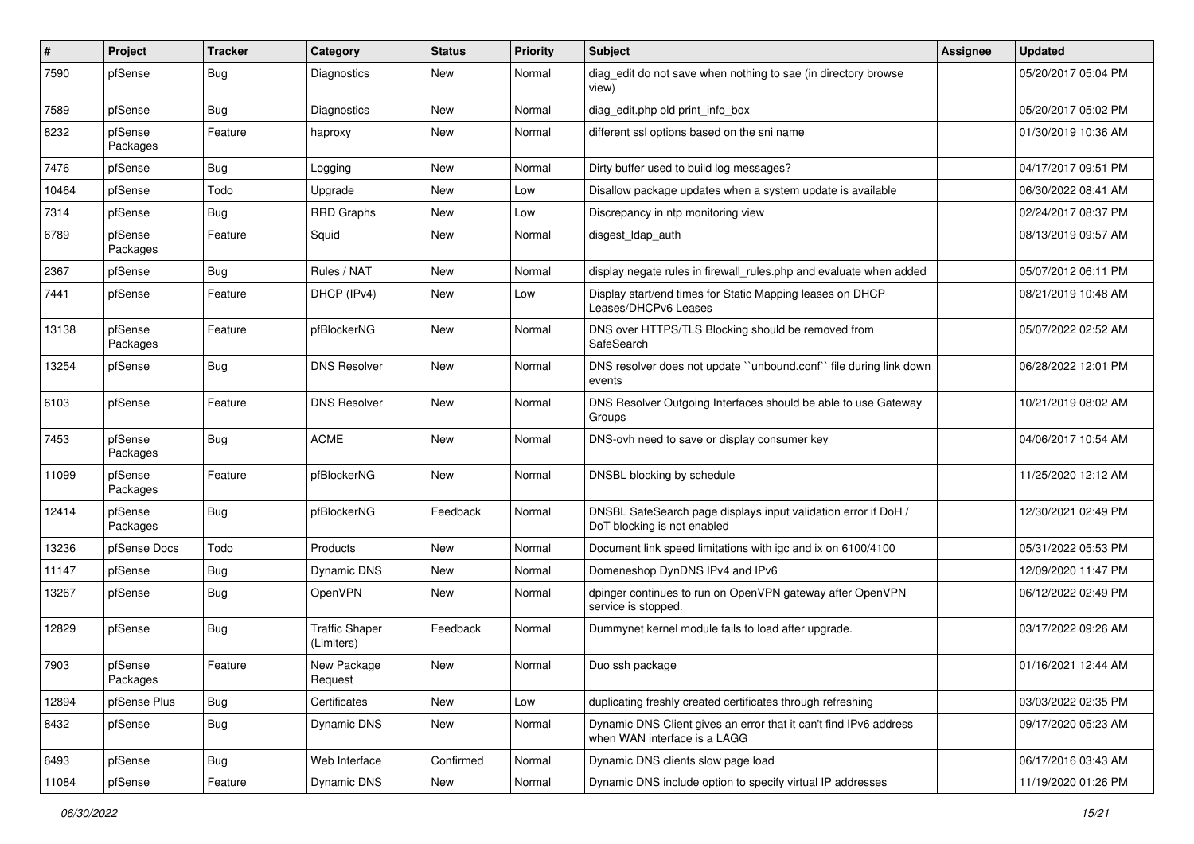| # | Project | Tracker | Category | Status | Priority | Subject | Assignee | Updated |
|---|---|---|---|---|---|---|---|---|
| 7590 | pfSense | Bug | Diagnostics | New | Normal | diag_edit do not save when nothing to sae (in directory browse view) | | 05/20/2017 05:04 PM |
| 7589 | pfSense | Bug | Diagnostics | New | Normal | diag_edit.php old print_info_box | | 05/20/2017 05:02 PM |
| 8232 | pfSense Packages | Feature | haproxy | New | Normal | different ssl options based on the sni name | | 01/30/2019 10:36 AM |
| 7476 | pfSense | Bug | Logging | New | Normal | Dirty buffer used to build log messages? | | 04/17/2017 09:51 PM |
| 10464 | pfSense | Todo | Upgrade | New | Low | Disallow package updates when a system update is available | | 06/30/2022 08:41 AM |
| 7314 | pfSense | Bug | RRD Graphs | New | Low | Discrepancy in ntp monitoring view | | 02/24/2017 08:37 PM |
| 6789 | pfSense Packages | Feature | Squid | New | Normal | disgest_ldap_auth | | 08/13/2019 09:57 AM |
| 2367 | pfSense | Bug | Rules / NAT | New | Normal | display negate rules in firewall_rules.php and evaluate when added | | 05/07/2012 06:11 PM |
| 7441 | pfSense | Feature | DHCP (IPv4) | New | Low | Display start/end times for Static Mapping leases on DHCP Leases/DHCPv6 Leases | | 08/21/2019 10:48 AM |
| 13138 | pfSense Packages | Feature | pfBlockerNG | New | Normal | DNS over HTTPS/TLS Blocking should be removed from SafeSearch | | 05/07/2022 02:52 AM |
| 13254 | pfSense | Bug | DNS Resolver | New | Normal | DNS resolver does not update ``unbound.conf`` file during link down events | | 06/28/2022 12:01 PM |
| 6103 | pfSense | Feature | DNS Resolver | New | Normal | DNS Resolver Outgoing Interfaces should be able to use Gateway Groups | | 10/21/2019 08:02 AM |
| 7453 | pfSense Packages | Bug | ACME | New | Normal | DNS-ovh need to save or display consumer key | | 04/06/2017 10:54 AM |
| 11099 | pfSense Packages | Feature | pfBlockerNG | New | Normal | DNSBL blocking by schedule | | 11/25/2020 12:12 AM |
| 12414 | pfSense Packages | Bug | pfBlockerNG | Feedback | Normal | DNSBL SafeSearch page displays input validation error if DoH / DoT blocking is not enabled | | 12/30/2021 02:49 PM |
| 13236 | pfSense Docs | Todo | Products | New | Normal | Document link speed limitations with igc and ix on 6100/4100 | | 05/31/2022 05:53 PM |
| 11147 | pfSense | Bug | Dynamic DNS | New | Normal | Domeneshop DynDNS IPv4 and IPv6 | | 12/09/2020 11:47 PM |
| 13267 | pfSense | Bug | OpenVPN | New | Normal | dpinger continues to run on OpenVPN gateway after OpenVPN service is stopped. | | 06/12/2022 02:49 PM |
| 12829 | pfSense | Bug | Traffic Shaper (Limiters) | Feedback | Normal | Dummynet kernel module fails to load after upgrade. | | 03/17/2022 09:26 AM |
| 7903 | pfSense Packages | Feature | New Package Request | New | Normal | Duo ssh package | | 01/16/2021 12:44 AM |
| 12894 | pfSense Plus | Bug | Certificates | New | Low | duplicating freshly created certificates through refreshing | | 03/03/2022 02:35 PM |
| 8432 | pfSense | Bug | Dynamic DNS | New | Normal | Dynamic DNS Client gives an error that it can't find IPv6 address when WAN interface is a LAGG | | 09/17/2020 05:23 AM |
| 6493 | pfSense | Bug | Web Interface | Confirmed | Normal | Dynamic DNS clients slow page load | | 06/17/2016 03:43 AM |
| 11084 | pfSense | Feature | Dynamic DNS | New | Normal | Dynamic DNS include option to specify virtual IP addresses | | 11/19/2020 01:26 PM |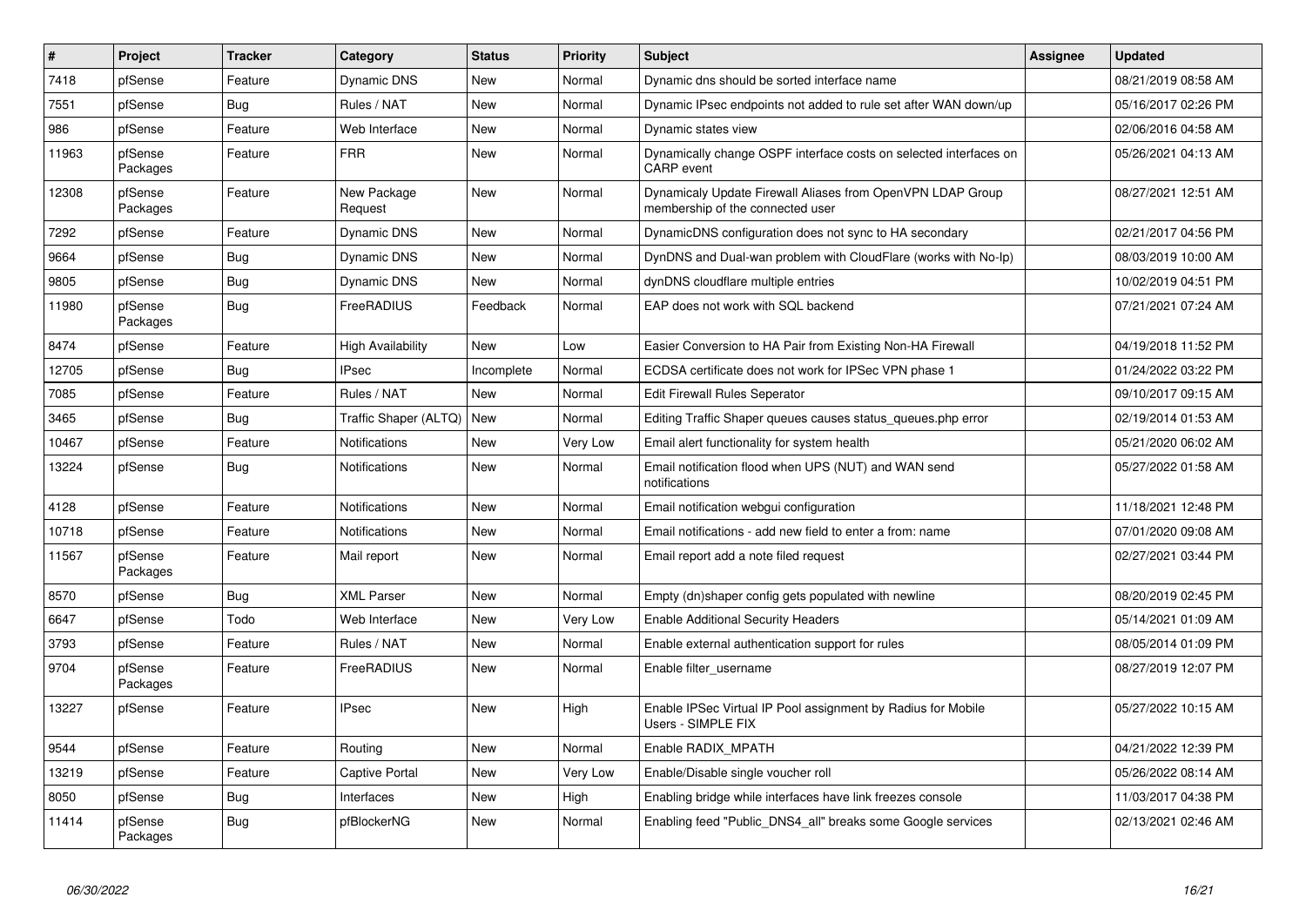| # | Project | Tracker | Category | Status | Priority | Subject | Assignee | Updated |
|---|---|---|---|---|---|---|---|---|
| 7418 | pfSense | Feature | Dynamic DNS | New | Normal | Dynamic dns should be sorted interface name | | 08/21/2019 08:58 AM |
| 7551 | pfSense | Bug | Rules / NAT | New | Normal | Dynamic IPsec endpoints not added to rule set after WAN down/up | | 05/16/2017 02:26 PM |
| 986 | pfSense | Feature | Web Interface | New | Normal | Dynamic states view | | 02/06/2016 04:58 AM |
| 11963 | pfSense Packages | Feature | FRR | New | Normal | Dynamically change OSPF interface costs on selected interfaces on CARP event | | 05/26/2021 04:13 AM |
| 12308 | pfSense Packages | Feature | New Package Request | New | Normal | Dynamicaly Update Firewall Aliases from OpenVPN LDAP Group membership of the connected user | | 08/27/2021 12:51 AM |
| 7292 | pfSense | Feature | Dynamic DNS | New | Normal | DynamicDNS configuration does not sync to HA secondary | | 02/21/2017 04:56 PM |
| 9664 | pfSense | Bug | Dynamic DNS | New | Normal | DynDNS and Dual-wan problem with CloudFlare (works with No-Ip) | | 08/03/2019 10:00 AM |
| 9805 | pfSense | Bug | Dynamic DNS | New | Normal | dynDNS cloudflare multiple entries | | 10/02/2019 04:51 PM |
| 11980 | pfSense Packages | Bug | FreeRADIUS | Feedback | Normal | EAP does not work with SQL backend | | 07/21/2021 07:24 AM |
| 8474 | pfSense | Feature | High Availability | New | Low | Easier Conversion to HA Pair from Existing Non-HA Firewall | | 04/19/2018 11:52 PM |
| 12705 | pfSense | Bug | IPsec | Incomplete | Normal | ECDSA certificate does not work for IPSec VPN phase 1 | | 01/24/2022 03:22 PM |
| 7085 | pfSense | Feature | Rules / NAT | New | Normal | Edit Firewall Rules Seperator | | 09/10/2017 09:15 AM |
| 3465 | pfSense | Bug | Traffic Shaper (ALTQ) | New | Normal | Editing Traffic Shaper queues causes status_queues.php error | | 02/19/2014 01:53 AM |
| 10467 | pfSense | Feature | Notifications | New | Very Low | Email alert functionality for system health | | 05/21/2020 06:02 AM |
| 13224 | pfSense | Bug | Notifications | New | Normal | Email notification flood when UPS (NUT) and WAN send notifications | | 05/27/2022 01:58 AM |
| 4128 | pfSense | Feature | Notifications | New | Normal | Email notification webgui configuration | | 11/18/2021 12:48 PM |
| 10718 | pfSense | Feature | Notifications | New | Normal | Email notifications - add new field to enter a from: name | | 07/01/2020 09:08 AM |
| 11567 | pfSense Packages | Feature | Mail report | New | Normal | Email report add a note filed request | | 02/27/2021 03:44 PM |
| 8570 | pfSense | Bug | XML Parser | New | Normal | Empty (dn)shaper config gets populated with newline | | 08/20/2019 02:45 PM |
| 6647 | pfSense | Todo | Web Interface | New | Very Low | Enable Additional Security Headers | | 05/14/2021 01:09 AM |
| 3793 | pfSense | Feature | Rules / NAT | New | Normal | Enable external authentication support for rules | | 08/05/2014 01:09 PM |
| 9704 | pfSense Packages | Feature | FreeRADIUS | New | Normal | Enable filter_username | | 08/27/2019 12:07 PM |
| 13227 | pfSense | Feature | IPsec | New | High | Enable IPSec Virtual IP Pool assignment by Radius for Mobile Users - SIMPLE FIX | | 05/27/2022 10:15 AM |
| 9544 | pfSense | Feature | Routing | New | Normal | Enable RADIX_MPATH | | 04/21/2022 12:39 PM |
| 13219 | pfSense | Feature | Captive Portal | New | Very Low | Enable/Disable single voucher roll | | 05/26/2022 08:14 AM |
| 8050 | pfSense | Bug | Interfaces | New | High | Enabling bridge while interfaces have link freezes console | | 11/03/2017 04:38 PM |
| 11414 | pfSense Packages | Bug | pfBlockerNG | New | Normal | Enabling feed "Public_DNS4_all" breaks some Google services | | 02/13/2021 02:46 AM |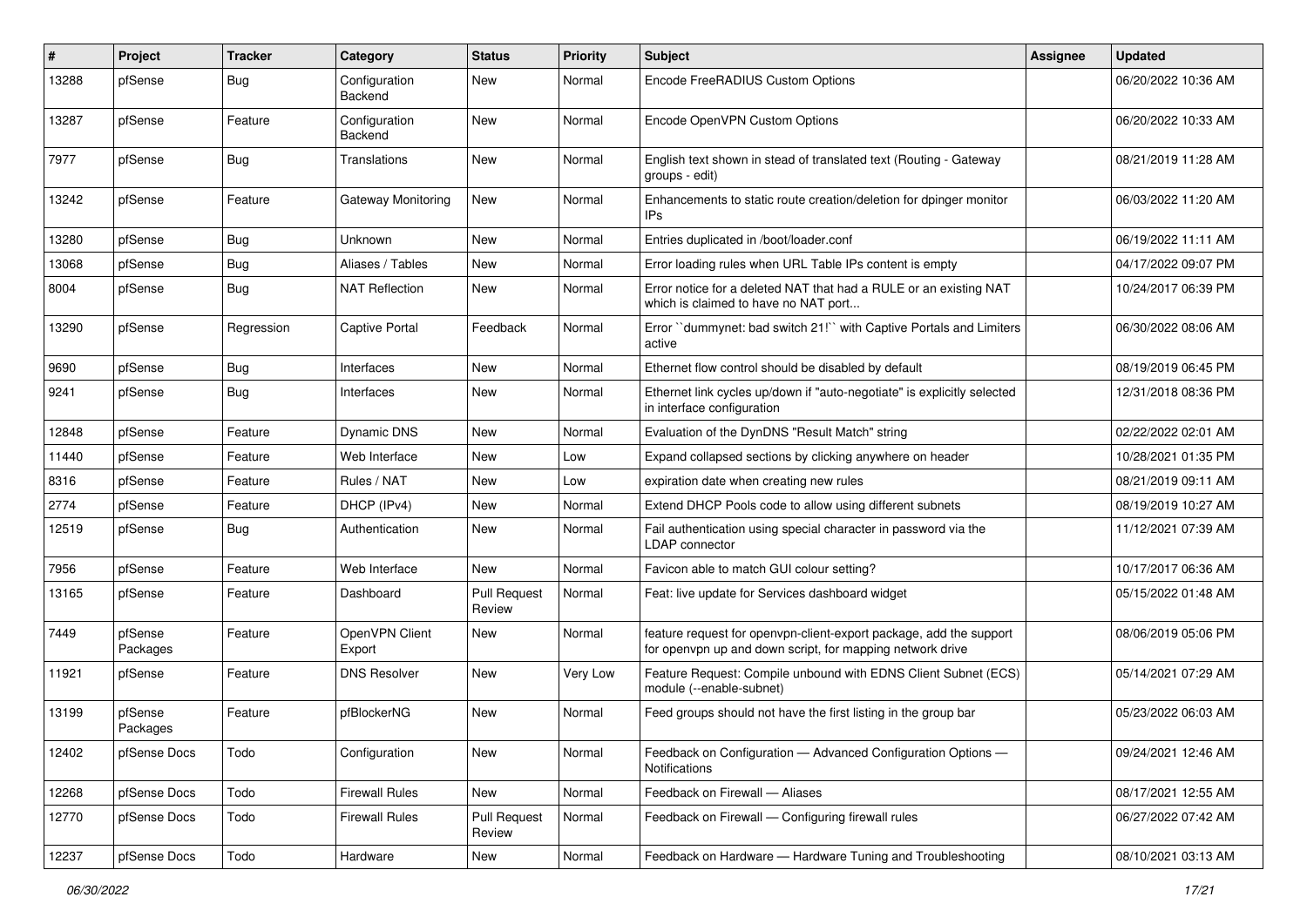| # | Project | Tracker | Category | Status | Priority | Subject | Assignee | Updated |
|---|---|---|---|---|---|---|---|---|
| 13288 | pfSense | Bug | Configuration Backend | New | Normal | Encode FreeRADIUS Custom Options | | 06/20/2022 10:36 AM |
| 13287 | pfSense | Feature | Configuration Backend | New | Normal | Encode OpenVPN Custom Options | | 06/20/2022 10:33 AM |
| 7977 | pfSense | Bug | Translations | New | Normal | English text shown in stead of translated text (Routing - Gateway groups - edit) | | 08/21/2019 11:28 AM |
| 13242 | pfSense | Feature | Gateway Monitoring | New | Normal | Enhancements to static route creation/deletion for dpinger monitor IPs | | 06/03/2022 11:20 AM |
| 13280 | pfSense | Bug | Unknown | New | Normal | Entries duplicated in /boot/loader.conf | | 06/19/2022 11:11 AM |
| 13068 | pfSense | Bug | Aliases / Tables | New | Normal | Error loading rules when URL Table IPs content is empty | | 04/17/2022 09:07 PM |
| 8004 | pfSense | Bug | NAT Reflection | New | Normal | Error notice for a deleted NAT that had a RULE or an existing NAT which is claimed to have no NAT port... | | 10/24/2017 06:39 PM |
| 13290 | pfSense | Regression | Captive Portal | Feedback | Normal | Error ``dummynet: bad switch 21!`` with Captive Portals and Limiters active | | 06/30/2022 08:06 AM |
| 9690 | pfSense | Bug | Interfaces | New | Normal | Ethernet flow control should be disabled by default | | 08/19/2019 06:45 PM |
| 9241 | pfSense | Bug | Interfaces | New | Normal | Ethernet link cycles up/down if "auto-negotiate" is explicitly selected in interface configuration | | 12/31/2018 08:36 PM |
| 12848 | pfSense | Feature | Dynamic DNS | New | Normal | Evaluation of the DynDNS "Result Match" string | | 02/22/2022 02:01 AM |
| 11440 | pfSense | Feature | Web Interface | New | Low | Expand collapsed sections by clicking anywhere on header | | 10/28/2021 01:35 PM |
| 8316 | pfSense | Feature | Rules / NAT | New | Low | expiration date when creating new rules | | 08/21/2019 09:11 AM |
| 2774 | pfSense | Feature | DHCP (IPv4) | New | Normal | Extend DHCP Pools code to allow using different subnets | | 08/19/2019 10:27 AM |
| 12519 | pfSense | Bug | Authentication | New | Normal | Fail authentication using special character in password via the LDAP connector | | 11/12/2021 07:39 AM |
| 7956 | pfSense | Feature | Web Interface | New | Normal | Favicon able to match GUI colour setting? | | 10/17/2017 06:36 AM |
| 13165 | pfSense | Feature | Dashboard | Pull Request Review | Normal | Feat: live update for Services dashboard widget | | 05/15/2022 01:48 AM |
| 7449 | pfSense Packages | Feature | OpenVPN Client Export | New | Normal | feature request for openvpn-client-export package, add the support for openvpn up and down script, for mapping network drive | | 08/06/2019 05:06 PM |
| 11921 | pfSense | Feature | DNS Resolver | New | Very Low | Feature Request: Compile unbound with EDNS Client Subnet (ECS) module (--enable-subnet) | | 05/14/2021 07:29 AM |
| 13199 | pfSense Packages | Feature | pfBlockerNG | New | Normal | Feed groups should not have the first listing in the group bar | | 05/23/2022 06:03 AM |
| 12402 | pfSense Docs | Todo | Configuration | New | Normal | Feedback on Configuration — Advanced Configuration Options — Notifications | | 09/24/2021 12:46 AM |
| 12268 | pfSense Docs | Todo | Firewall Rules | New | Normal | Feedback on Firewall — Aliases | | 08/17/2021 12:55 AM |
| 12770 | pfSense Docs | Todo | Firewall Rules | Pull Request Review | Normal | Feedback on Firewall — Configuring firewall rules | | 06/27/2022 07:42 AM |
| 12237 | pfSense Docs | Todo | Hardware | New | Normal | Feedback on Hardware — Hardware Tuning and Troubleshooting | | 08/10/2021 03:13 AM |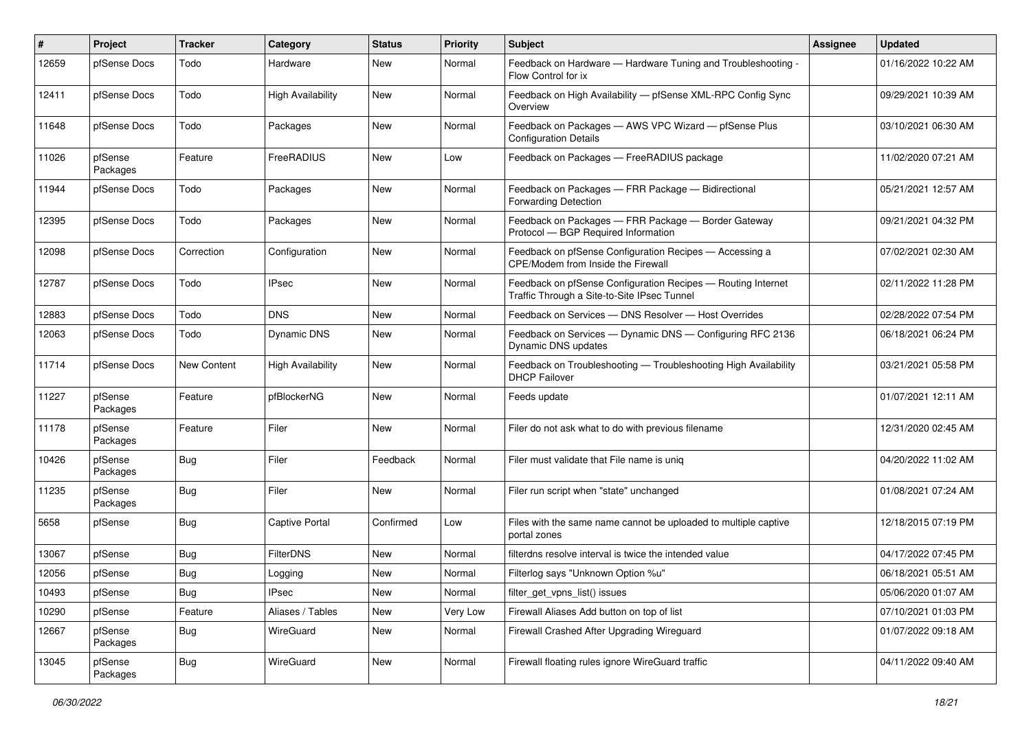| # | Project | Tracker | Category | Status | Priority | Subject | Assignee | Updated |
|---|---|---|---|---|---|---|---|---|
| 12659 | pfSense Docs | Todo | Hardware | New | Normal | Feedback on Hardware — Hardware Tuning and Troubleshooting - Flow Control for ix | | 01/16/2022 10:22 AM |
| 12411 | pfSense Docs | Todo | High Availability | New | Normal | Feedback on High Availability — pfSense XML-RPC Config Sync Overview | | 09/29/2021 10:39 AM |
| 11648 | pfSense Docs | Todo | Packages | New | Normal | Feedback on Packages — AWS VPC Wizard — pfSense Plus Configuration Details | | 03/10/2021 06:30 AM |
| 11026 | pfSense Packages | Feature | FreeRADIUS | New | Low | Feedback on Packages — FreeRADIUS package | | 11/02/2020 07:21 AM |
| 11944 | pfSense Docs | Todo | Packages | New | Normal | Feedback on Packages — FRR Package — Bidirectional Forwarding Detection | | 05/21/2021 12:57 AM |
| 12395 | pfSense Docs | Todo | Packages | New | Normal | Feedback on Packages — FRR Package — Border Gateway Protocol — BGP Required Information | | 09/21/2021 04:32 PM |
| 12098 | pfSense Docs | Correction | Configuration | New | Normal | Feedback on pfSense Configuration Recipes — Accessing a CPE/Modem from Inside the Firewall | | 07/02/2021 02:30 AM |
| 12787 | pfSense Docs | Todo | IPsec | New | Normal | Feedback on pfSense Configuration Recipes — Routing Internet Traffic Through a Site-to-Site IPsec Tunnel | | 02/11/2022 11:28 PM |
| 12883 | pfSense Docs | Todo | DNS | New | Normal | Feedback on Services — DNS Resolver — Host Overrides | | 02/28/2022 07:54 PM |
| 12063 | pfSense Docs | Todo | Dynamic DNS | New | Normal | Feedback on Services — Dynamic DNS — Configuring RFC 2136 Dynamic DNS updates | | 06/18/2021 06:24 PM |
| 11714 | pfSense Docs | New Content | High Availability | New | Normal | Feedback on Troubleshooting — Troubleshooting High Availability DHCP Failover | | 03/21/2021 05:58 PM |
| 11227 | pfSense Packages | Feature | pfBlockerNG | New | Normal | Feeds update | | 01/07/2021 12:11 AM |
| 11178 | pfSense Packages | Feature | Filer | New | Normal | Filer do not ask what to do with previous filename | | 12/31/2020 02:45 AM |
| 10426 | pfSense Packages | Bug | Filer | Feedback | Normal | Filer must validate that File name is uniq | | 04/20/2022 11:02 AM |
| 11235 | pfSense Packages | Bug | Filer | New | Normal | Filer run script when "state" unchanged | | 01/08/2021 07:24 AM |
| 5658 | pfSense | Bug | Captive Portal | Confirmed | Low | Files with the same name cannot be uploaded to multiple captive portal zones | | 12/18/2015 07:19 PM |
| 13067 | pfSense | Bug | FilterDNS | New | Normal | filterdns resolve interval is twice the intended value | | 04/17/2022 07:45 PM |
| 12056 | pfSense | Bug | Logging | New | Normal | Filterlog says "Unknown Option %u" | | 06/18/2021 05:51 AM |
| 10493 | pfSense | Bug | IPsec | New | Normal | filter_get_vpns_list() issues | | 05/06/2020 01:07 AM |
| 10290 | pfSense | Feature | Aliases / Tables | New | Very Low | Firewall Aliases Add button on top of list | | 07/10/2021 01:03 PM |
| 12667 | pfSense Packages | Bug | WireGuard | New | Normal | Firewall Crashed After Upgrading Wireguard | | 01/07/2022 09:18 AM |
| 13045 | pfSense Packages | Bug | WireGuard | New | Normal | Firewall floating rules ignore WireGuard traffic | | 04/11/2022 09:40 AM |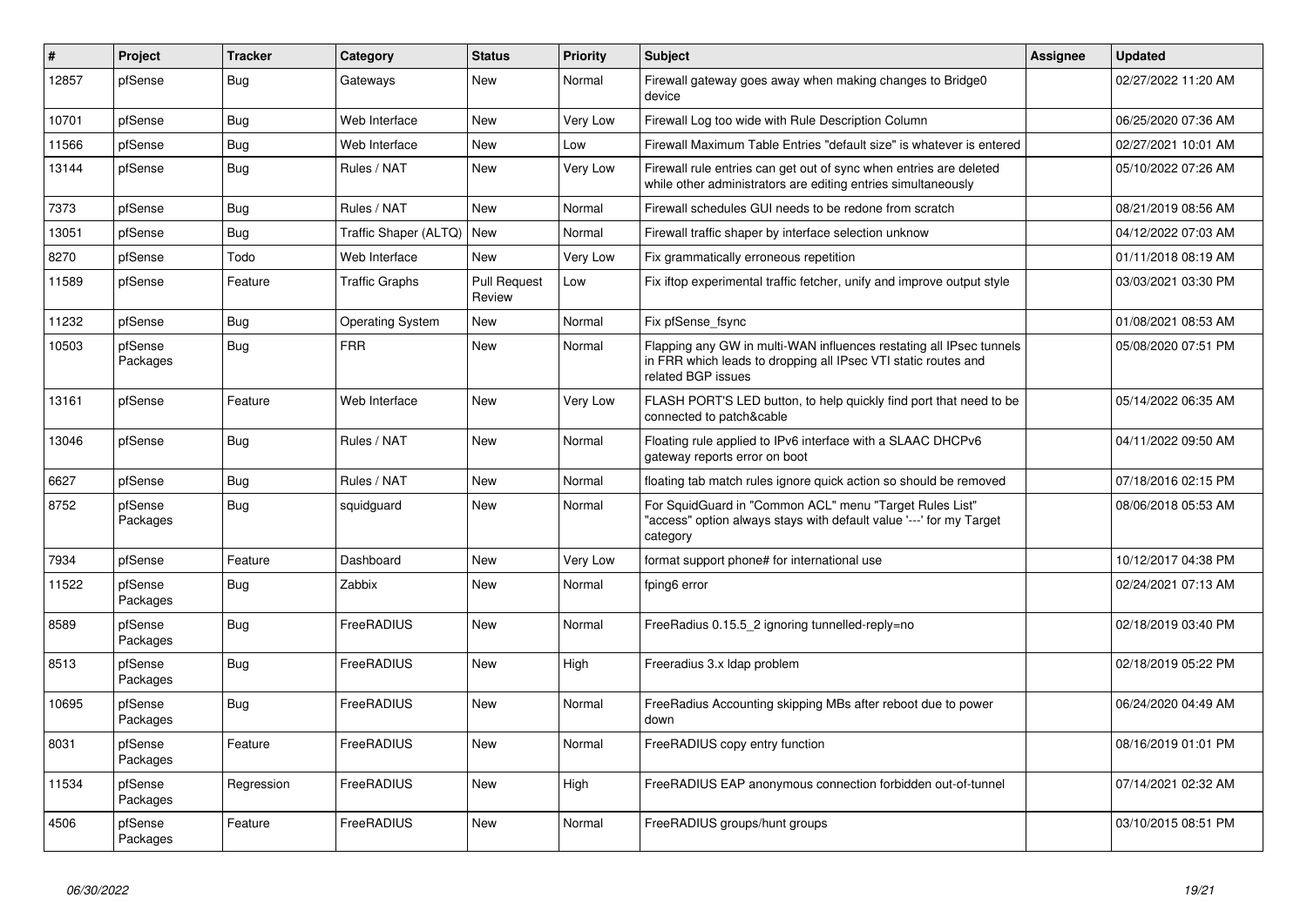| # | Project | Tracker | Category | Status | Priority | Subject | Assignee | Updated |
|---|---|---|---|---|---|---|---|---|
| 12857 | pfSense | Bug | Gateways | New | Normal | Firewall gateway goes away when making changes to Bridge0 device | | 02/27/2022 11:20 AM |
| 10701 | pfSense | Bug | Web Interface | New | Very Low | Firewall Log too wide with Rule Description Column | | 06/25/2020 07:36 AM |
| 11566 | pfSense | Bug | Web Interface | New | Low | Firewall Maximum Table Entries "default size" is whatever is entered | | 02/27/2021 10:01 AM |
| 13144 | pfSense | Bug | Rules / NAT | New | Very Low | Firewall rule entries can get out of sync when entries are deleted while other administrators are editing entries simultaneously | | 05/10/2022 07:26 AM |
| 7373 | pfSense | Bug | Rules / NAT | New | Normal | Firewall schedules GUI needs to be redone from scratch | | 08/21/2019 08:56 AM |
| 13051 | pfSense | Bug | Traffic Shaper (ALTQ) | New | Normal | Firewall traffic shaper by interface selection unknow | | 04/12/2022 07:03 AM |
| 8270 | pfSense | Todo | Web Interface | New | Very Low | Fix grammatically erroneous repetition | | 01/11/2018 08:19 AM |
| 11589 | pfSense | Feature | Traffic Graphs | Pull Request Review | Low | Fix iftop experimental traffic fetcher, unify and improve output style | | 03/03/2021 03:30 PM |
| 11232 | pfSense | Bug | Operating System | New | Normal | Fix pfSense_fsync | | 01/08/2021 08:53 AM |
| 10503 | pfSense Packages | Bug | FRR | New | Normal | Flapping any GW in multi-WAN influences restating all IPsec tunnels in FRR which leads to dropping all IPsec VTI static routes and related BGP issues | | 05/08/2020 07:51 PM |
| 13161 | pfSense | Feature | Web Interface | New | Very Low | FLASH PORT'S LED button, to help quickly find port that need to be connected to patch&cable | | 05/14/2022 06:35 AM |
| 13046 | pfSense | Bug | Rules / NAT | New | Normal | Floating rule applied to IPv6 interface with a SLAAC DHCPv6 gateway reports error on boot | | 04/11/2022 09:50 AM |
| 6627 | pfSense | Bug | Rules / NAT | New | Normal | floating tab match rules ignore quick action so should be removed | | 07/18/2016 02:15 PM |
| 8752 | pfSense Packages | Bug | squidguard | New | Normal | For SquidGuard in "Common ACL" menu "Target Rules List" "access" option always stays with default value '---' for my Target category | | 08/06/2018 05:53 AM |
| 7934 | pfSense | Feature | Dashboard | New | Very Low | format support phone# for international use | | 10/12/2017 04:38 PM |
| 11522 | pfSense Packages | Bug | Zabbix | New | Normal | fping6 error | | 02/24/2021 07:13 AM |
| 8589 | pfSense Packages | Bug | FreeRADIUS | New | Normal | FreeRadius 0.15.5_2 ignoring tunnelled-reply=no | | 02/18/2019 03:40 PM |
| 8513 | pfSense Packages | Bug | FreeRADIUS | New | High | Freeradius 3.x ldap problem | | 02/18/2019 05:22 PM |
| 10695 | pfSense Packages | Bug | FreeRADIUS | New | Normal | FreeRadius Accounting skipping MBs after reboot due to power down | | 06/24/2020 04:49 AM |
| 8031 | pfSense Packages | Feature | FreeRADIUS | New | Normal | FreeRADIUS copy entry function | | 08/16/2019 01:01 PM |
| 11534 | pfSense Packages | Regression | FreeRADIUS | New | High | FreeRADIUS EAP anonymous connection forbidden out-of-tunnel | | 07/14/2021 02:32 AM |
| 4506 | pfSense Packages | Feature | FreeRADIUS | New | Normal | FreeRADIUS groups/hunt groups | | 03/10/2015 08:51 PM |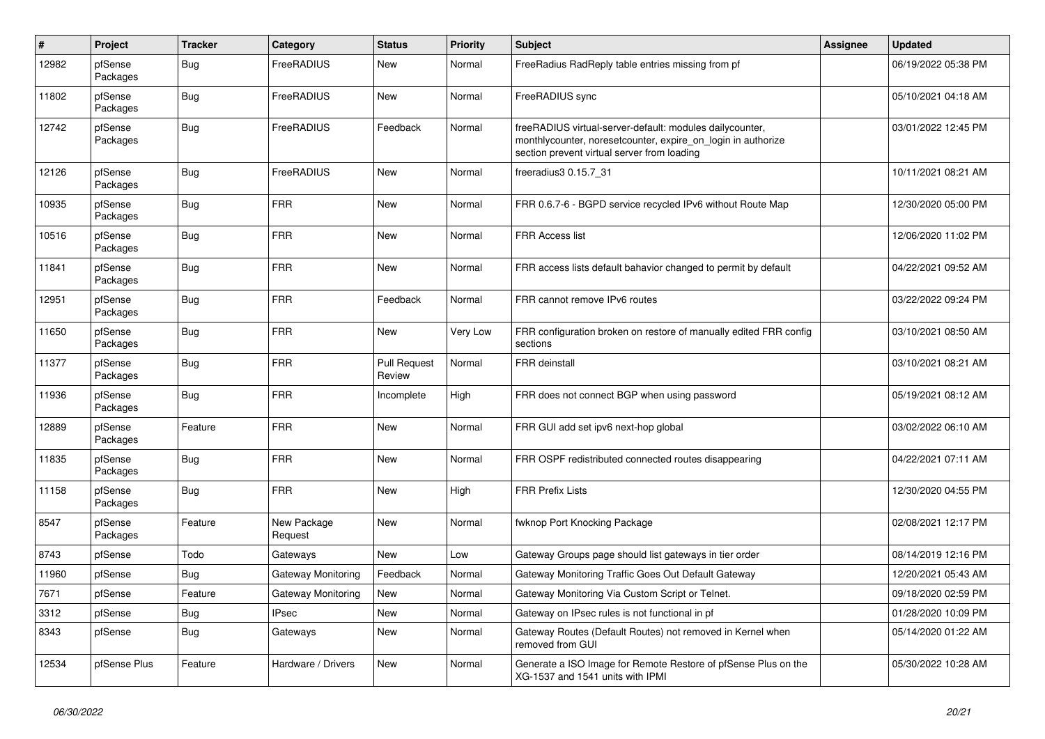| # | Project | Tracker | Category | Status | Priority | Subject | Assignee | Updated |
|---|---|---|---|---|---|---|---|---|
| 12982 | pfSense Packages | Bug | FreeRADIUS | New | Normal | FreeRadius RadReply table entries missing from pf | | 06/19/2022 05:38 PM |
| 11802 | pfSense Packages | Bug | FreeRADIUS | New | Normal | FreeRADIUS sync | | 05/10/2021 04:18 AM |
| 12742 | pfSense Packages | Bug | FreeRADIUS | Feedback | Normal | freeRADIUS virtual-server-default: modules dailycounter, monthlycounter, noresetcounter, expire_on_login in authorize section prevent virtual server from loading | | 03/01/2022 12:45 PM |
| 12126 | pfSense Packages | Bug | FreeRADIUS | New | Normal | freeradius3 0.15.7_31 | | 10/11/2021 08:21 AM |
| 10935 | pfSense Packages | Bug | FRR | New | Normal | FRR 0.6.7-6 - BGPD service recycled IPv6 without Route Map | | 12/30/2020 05:00 PM |
| 10516 | pfSense Packages | Bug | FRR | New | Normal | FRR Access list | | 12/06/2020 11:02 PM |
| 11841 | pfSense Packages | Bug | FRR | New | Normal | FRR access lists default bahavior changed to permit by default | | 04/22/2021 09:52 AM |
| 12951 | pfSense Packages | Bug | FRR | Feedback | Normal | FRR cannot remove IPv6 routes | | 03/22/2022 09:24 PM |
| 11650 | pfSense Packages | Bug | FRR | New | Very Low | FRR configuration broken on restore of manually edited FRR config sections | | 03/10/2021 08:50 AM |
| 11377 | pfSense Packages | Bug | FRR | Pull Request Review | Normal | FRR deinstall | | 03/10/2021 08:21 AM |
| 11936 | pfSense Packages | Bug | FRR | Incomplete | High | FRR does not connect BGP when using password | | 05/19/2021 08:12 AM |
| 12889 | pfSense Packages | Feature | FRR | New | Normal | FRR GUI add set ipv6 next-hop global | | 03/02/2022 06:10 AM |
| 11835 | pfSense Packages | Bug | FRR | New | Normal | FRR OSPF redistributed connected routes disappearing | | 04/22/2021 07:11 AM |
| 11158 | pfSense Packages | Bug | FRR | New | High | FRR Prefix Lists | | 12/30/2020 04:55 PM |
| 8547 | pfSense Packages | Feature | New Package Request | New | Normal | fwknop Port Knocking Package | | 02/08/2021 12:17 PM |
| 8743 | pfSense | Todo | Gateways | New | Low | Gateway Groups page should list gateways in tier order | | 08/14/2019 12:16 PM |
| 11960 | pfSense | Bug | Gateway Monitoring | Feedback | Normal | Gateway Monitoring Traffic Goes Out Default Gateway | | 12/20/2021 05:43 AM |
| 7671 | pfSense | Feature | Gateway Monitoring | New | Normal | Gateway Monitoring Via Custom Script or Telnet. | | 09/18/2020 02:59 PM |
| 3312 | pfSense | Bug | IPsec | New | Normal | Gateway on IPsec rules is not functional in pf | | 01/28/2020 10:09 PM |
| 8343 | pfSense | Bug | Gateways | New | Normal | Gateway Routes (Default Routes) not removed in Kernel when removed from GUI | | 05/14/2020 01:22 AM |
| 12534 | pfSense Plus | Feature | Hardware / Drivers | New | Normal | Generate a ISO Image for Remote Restore of pfSense Plus on the XG-1537 and 1541 units with IPMI | | 05/30/2022 10:28 AM |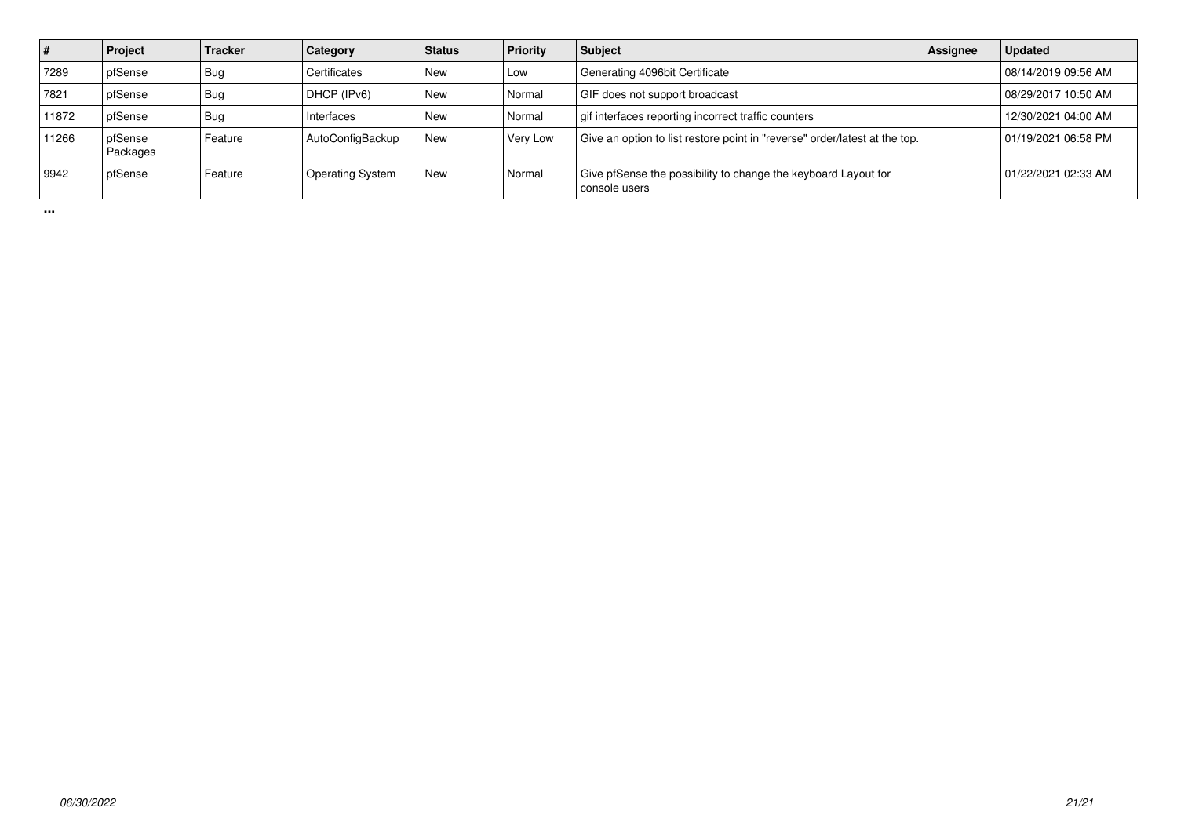| # | Project | Tracker | Category | Status | Priority | Subject | Assignee | Updated |
|---|---|---|---|---|---|---|---|---|
| 7289 | pfSense | Bug | Certificates | New | Low | Generating 4096bit Certificate | | 08/14/2019 09:56 AM |
| 7821 | pfSense | Bug | DHCP (IPv6) | New | Normal | GIF does not support broadcast | | 08/29/2017 10:50 AM |
| 11872 | pfSense | Bug | Interfaces | New | Normal | gif interfaces reporting incorrect traffic counters | | 12/30/2021 04:00 AM |
| 11266 | pfSense Packages | Feature | AutoConfigBackup | New | Very Low | Give an option to list restore point in "reverse" order/latest at the top. | | 01/19/2021 06:58 PM |
| 9942 | pfSense | Feature | Operating System | New | Normal | Give pfSense the possibility to change the keyboard Layout for console users | | 01/22/2021 02:33 AM |

...